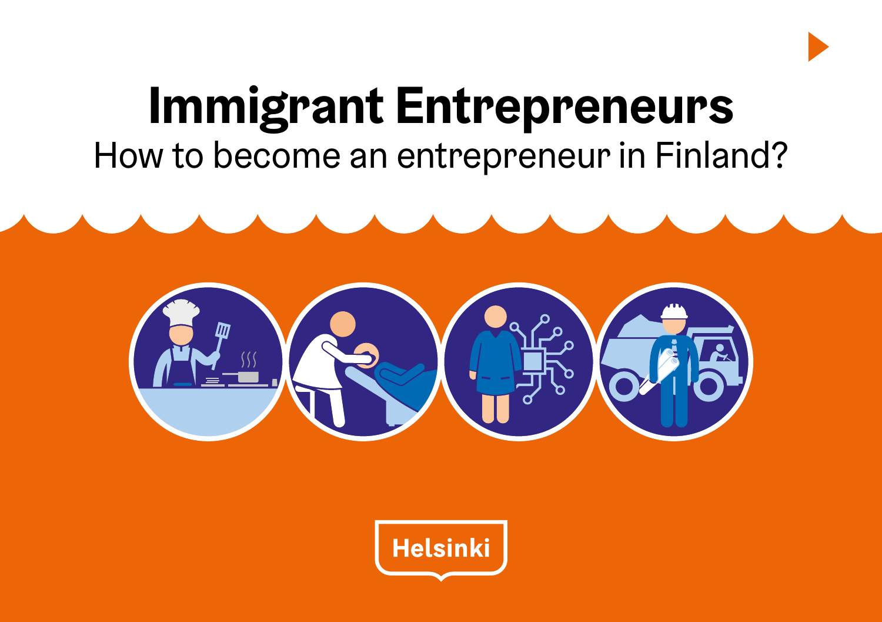# Immigrant Entrepreneurs

How to become an entrepreneur in Finland?

Helsinki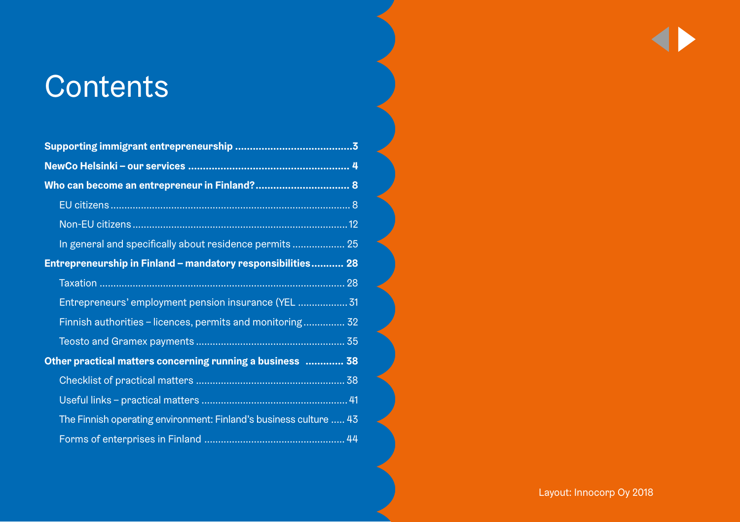# Contents

**Supporting immigrant entrepreneurship** ........................................3

**NewCo Helsinki – our services** ........................................ 4

**Who can become an entrepreneur in Finland?** ........................................ 8

- EU citizens ........................................ 8
- Non-EU citizens ........................................ 12
- In general and specifically about residence permits ........................................ 25

**Entrepreneurship in Finland – mandatory responsibilities** ........................................ 28

- Taxation ........................................ 28
- Entrepreneurs' employment pension insurance (YEL ........................................ 31
- Finnish authorities – licences, permits and monitoring ........................................ 32
- Teosto and Gramex payments ........................................ 35

**Other practical matters concerning running a business** ........................................ 38

- Checklist of practical matters ........................................ 38
- Useful links – practical matters ........................................ 41
- The Finnish operating environment: Finland's business culture ........................................ 43
- Forms of enterprises in Finland ........................................ 44

Layout: Innocorp Oy 2018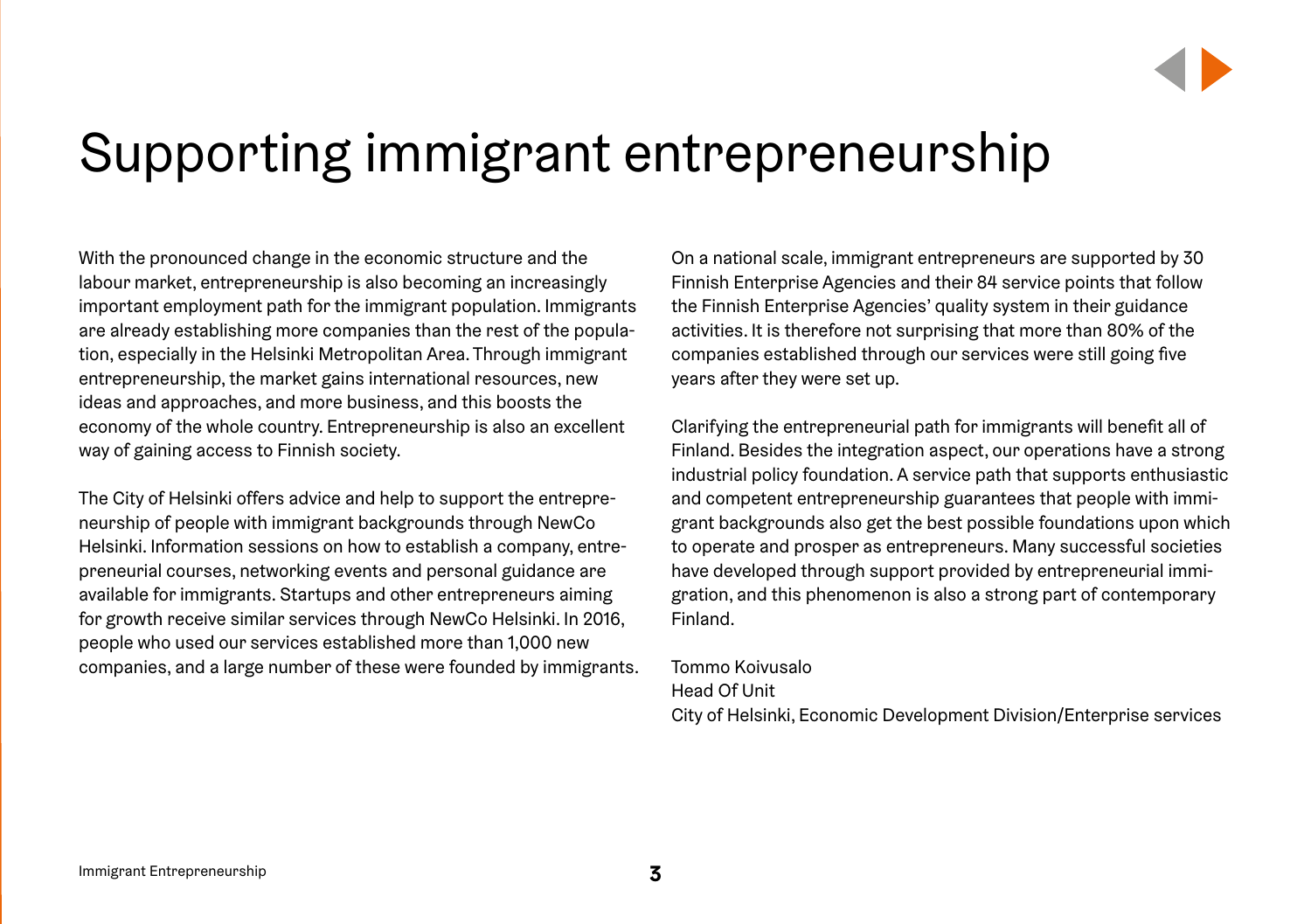# Supporting immigrant entrepreneurship

With the pronounced change in the economic structure and the labour market, entrepreneurship is also becoming an increasingly important employment path for the immigrant population. Immigrants are already establishing more companies than the rest of the population, especially in the Helsinki Metropolitan Area. Through immigrant entrepreneurship, the market gains international resources, new ideas and approaches, and more business, and this boosts the economy of the whole country. Entrepreneurship is also an excellent way of gaining access to Finnish society.

The City of Helsinki offers advice and help to support the entrepreneurship of people with immigrant backgrounds through NewCo Helsinki. Information sessions on how to establish a company, entrepreneurial courses, networking events and personal guidance are available for immigrants. Startups and other entrepreneurs aiming for growth receive similar services through NewCo Helsinki. In 2016, people who used our services established more than 1,000 new companies, and a large number of these were founded by immigrants.

On a national scale, immigrant entrepreneurs are supported by 30 Finnish Enterprise Agencies and their 84 service points that follow the Finnish Enterprise Agencies' quality system in their guidance activities. It is therefore not surprising that more than 80% of the companies established through our services were still going five years after they were set up.

Clarifying the entrepreneurial path for immigrants will benefit all of Finland. Besides the integration aspect, our operations have a strong industrial policy foundation. A service path that supports enthusiastic and competent entrepreneurship guarantees that people with immigrant backgrounds also get the best possible foundations upon which to operate and prosper as entrepreneurs. Many successful societies have developed through support provided by entrepreneurial immigration, and this phenomenon is also a strong part of contemporary Finland.

Tommo Koivusalo
Head Of Unit
City of Helsinki, Economic Development Division/Enterprise services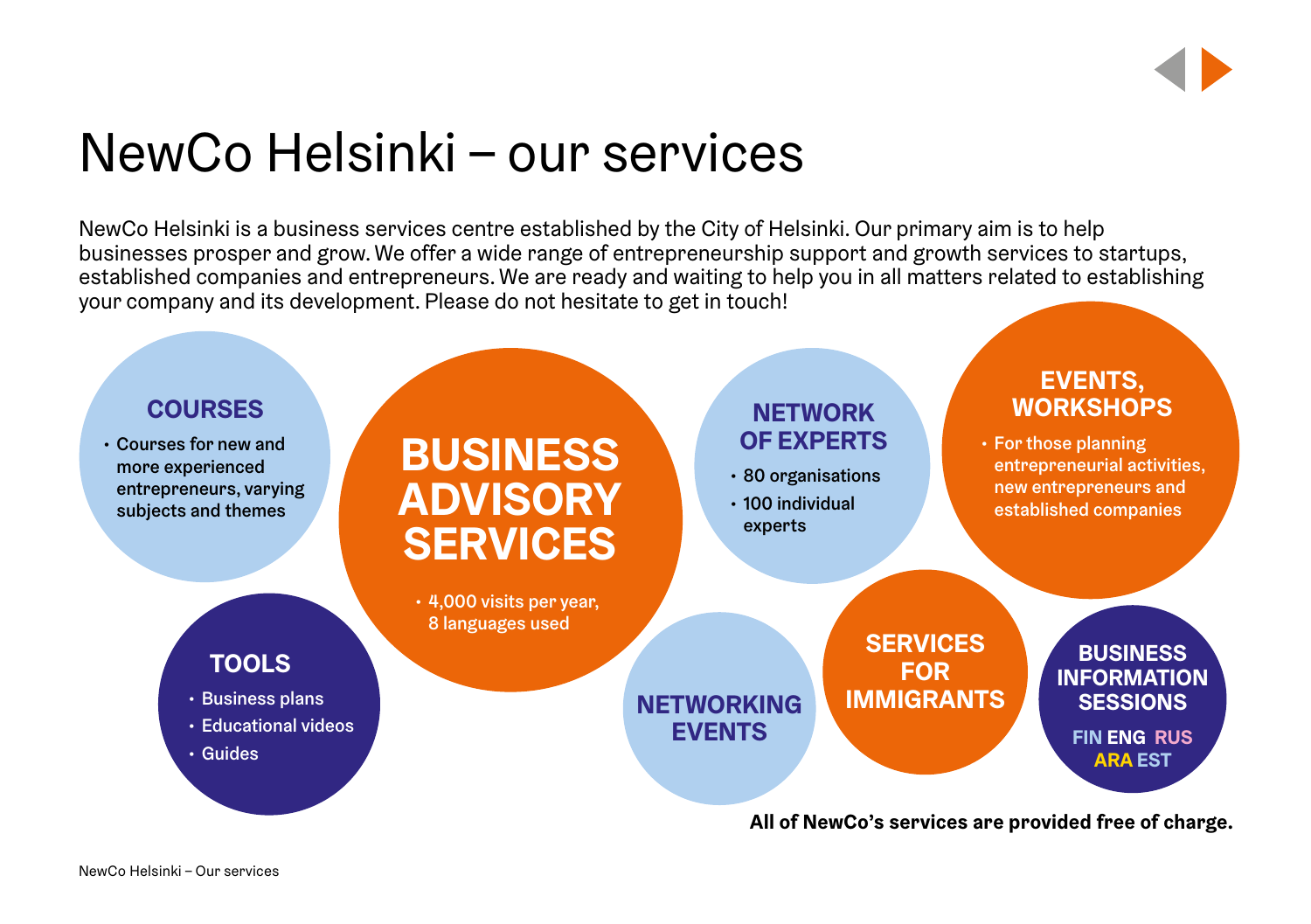# NewCo Helsinki – our services

NewCo Helsinki is a business services centre established by the City of Helsinki. Our primary aim is to help businesses prosper and grow. We offer a wide range of entrepreneurship support and growth services to startups, established companies and entrepreneurs. We are ready and waiting to help you in all matters related to establishing your company and its development. Please do not hesitate to get in touch!

### COURSES

- Courses for new and more experienced entrepreneurs, varying subjects and themes

### BUSINESS ADVISORY SERVICES

- 4,000 visits per year, 8 languages used

### NETWORK OF EXPERTS

- 80 organisations
- 100 individual experts

### EVENTS, WORKSHOPS

- For those planning entrepreneurial activities, new entrepreneurs and established companies

### TOOLS

- Business plans
- Educational videos
- Guides

### NETWORKING EVENTS

### SERVICES FOR IMMIGRANTS

### BUSINESS INFORMATION SESSIONS

FIN ENG RUS ARA EST

**All of NewCo's services are provided free of charge.**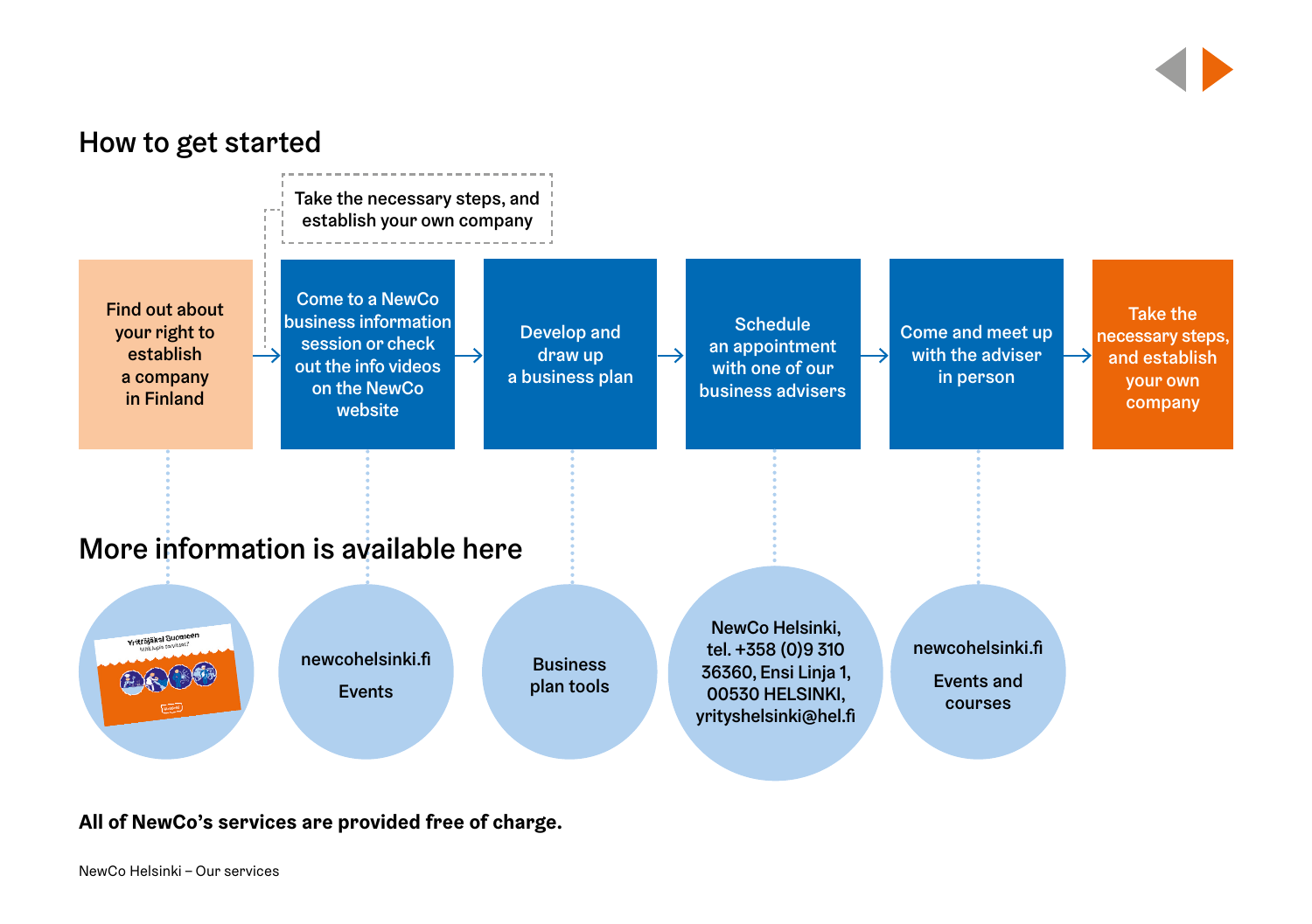## How to get started

Take the necessary steps, and establish your own company

1. Find out about your right to establish a company in Finland
2. Come to a NewCo business information session or check out the info videos on the NewCo website
3. Develop and draw up a business plan
4. Schedule an appointment with one of our business advisers
5. Come and meet up with the adviser in person
6. Take the necessary steps, and establish your own company

## More information is available here

- Yrittäjäksi Suomeen
- newcohelsinki.fi Events
- Business plan tools
- NewCo Helsinki, tel. +358 (0)9 310 36360, Ensi Linja 1, 00530 HELSINKI, yrityshelsinki@hel.fi
- newcohelsinki.fi Events and courses

**All of NewCo's services are provided free of charge.**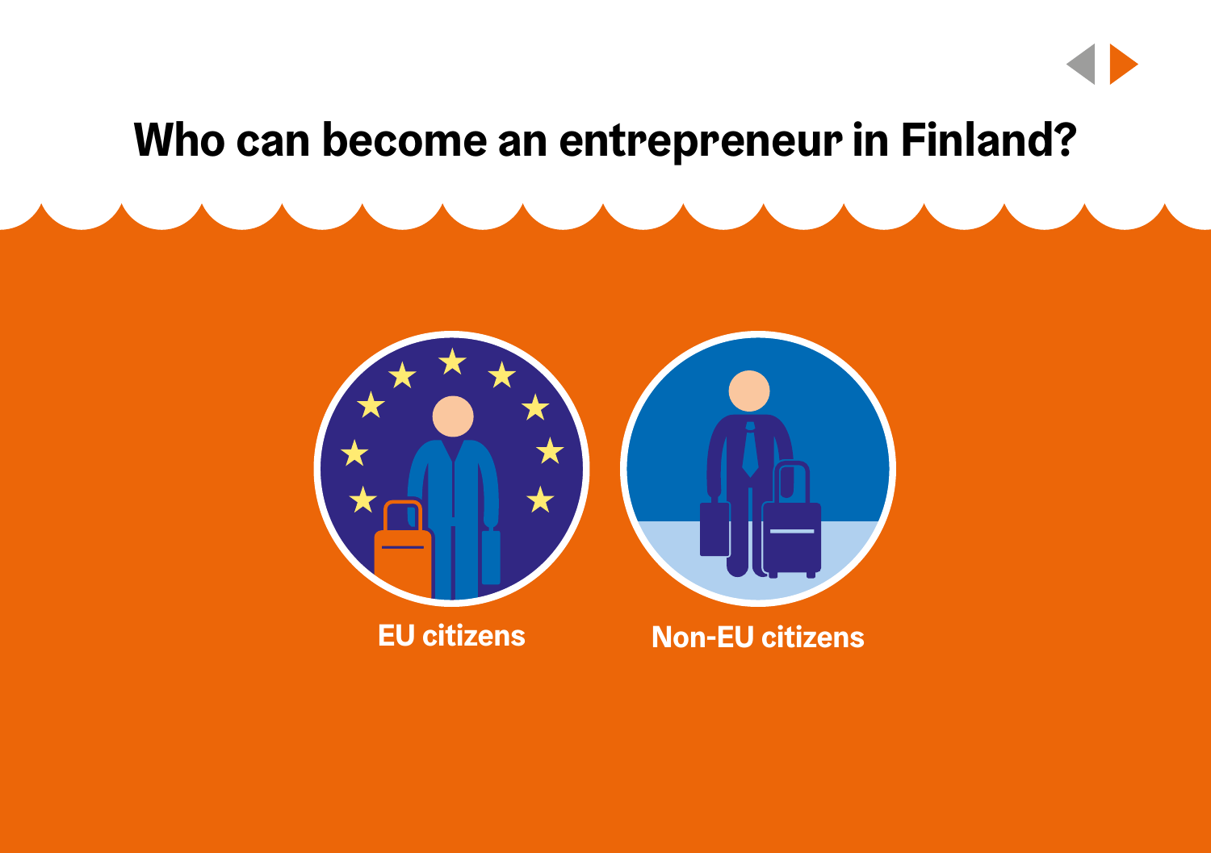# Who can become an entrepreneur in Finland?

EU citizens

Non-EU citizens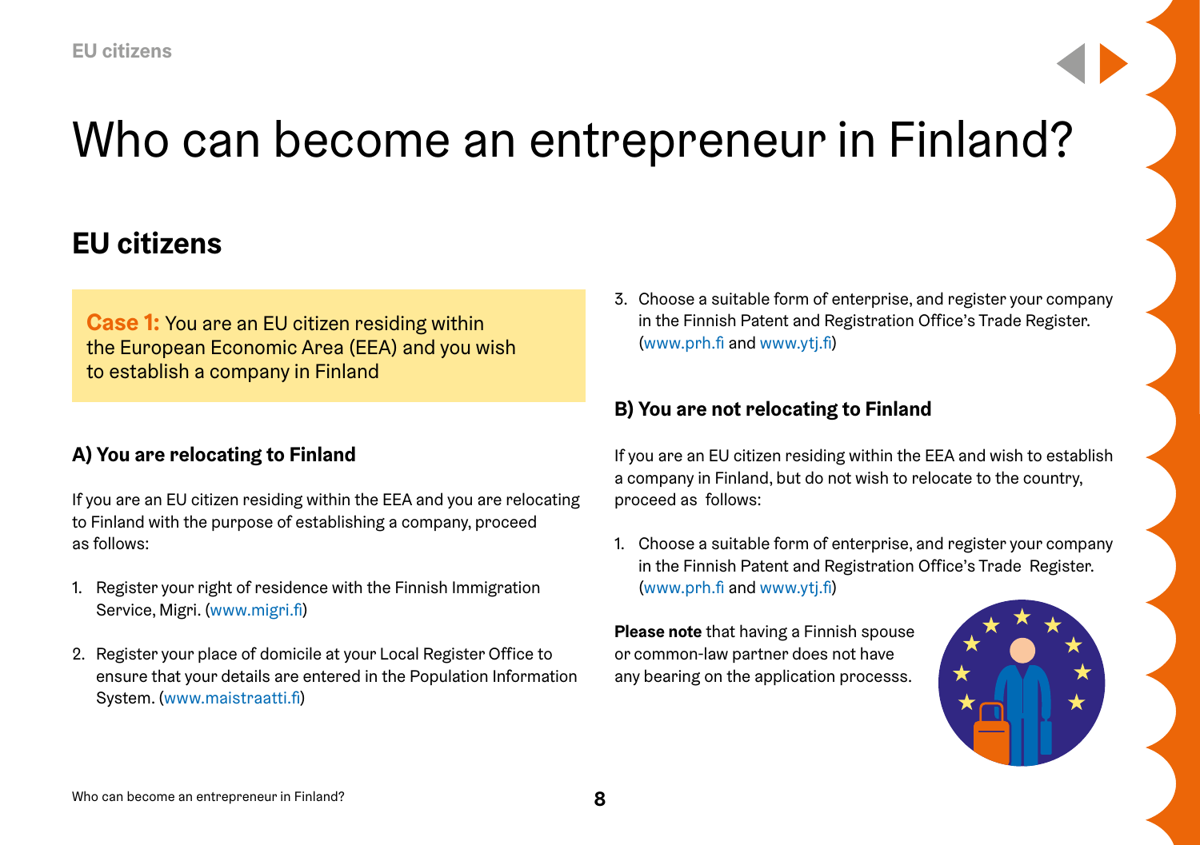# Who can become an entrepreneur in Finland?

## EU citizens

**Case 1:** You are an EU citizen residing within the European Economic Area (EEA) and you wish to establish a company in Finland

### A) You are relocating to Finland

If you are an EU citizen residing within the EEA and you are relocating to Finland with the purpose of establishing a company, proceed as follows:

1. Register your right of residence with the Finnish Immigration Service, Migri. (www.migri.fi)
2. Register your place of domicile at your Local Register Office to ensure that your details are entered in the Population Information System. (www.maistraatti.fi)
3. Choose a suitable form of enterprise, and register your company in the Finnish Patent and Registration Office's Trade Register. (www.prh.fi and www.ytj.fi)

### B) You are not relocating to Finland

If you are an EU citizen residing within the EEA and wish to establish a company in Finland, but do not wish to relocate to the country, proceed as follows:

1. Choose a suitable form of enterprise, and register your company in the Finnish Patent and Registration Office's Trade Register. (www.prh.fi and www.ytj.fi)

**Please note** that having a Finnish spouse or common-law partner does not have any bearing on the application processs.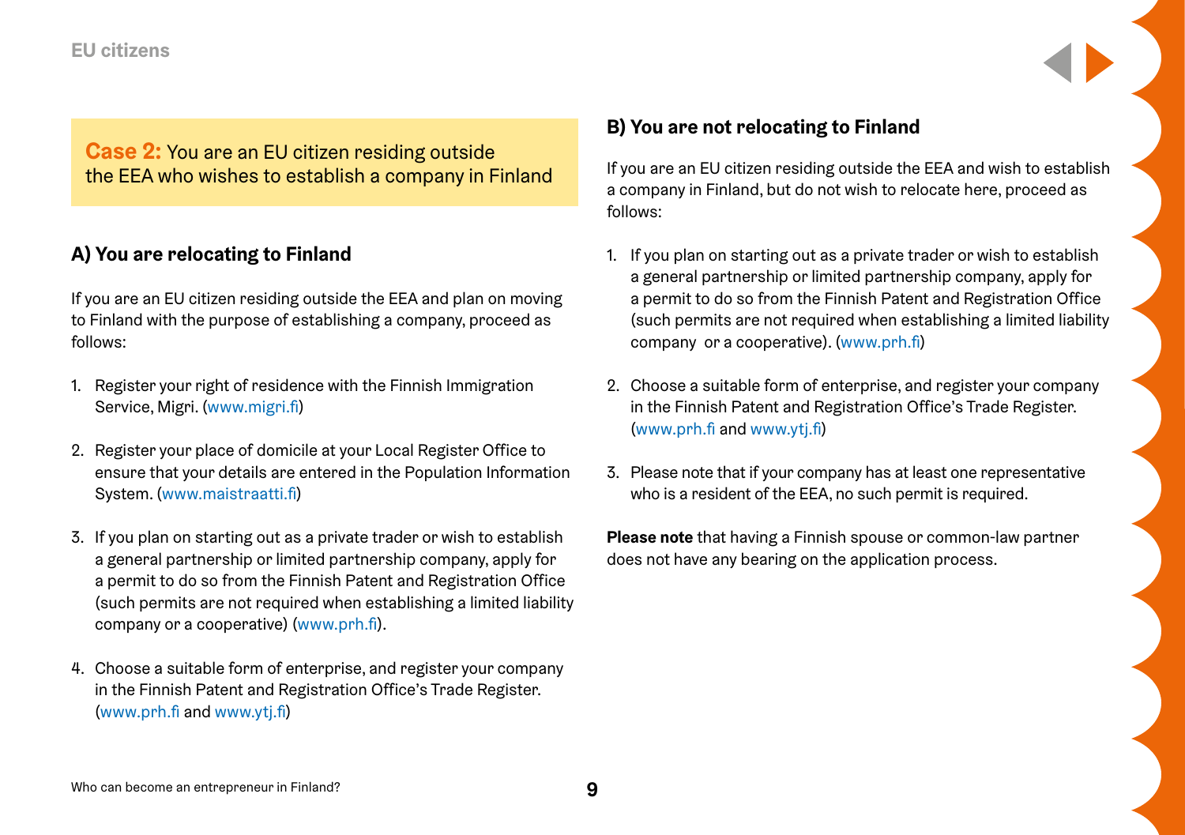**Case 2:** You are an EU citizen residing outside the EEA who wishes to establish a company in Finland

## A) You are relocating to Finland

If you are an EU citizen residing outside the EEA and plan on moving to Finland with the purpose of establishing a company, proceed as follows:

1. Register your right of residence with the Finnish Immigration Service, Migri. (www.migri.fi)
2. Register your place of domicile at your Local Register Office to ensure that your details are entered in the Population Information System. (www.maistraatti.fi)
3. If you plan on starting out as a private trader or wish to establish a general partnership or limited partnership company, apply for a permit to do so from the Finnish Patent and Registration Office (such permits are not required when establishing a limited liability company or a cooperative) (www.prh.fi).
4. Choose a suitable form of enterprise, and register your company in the Finnish Patent and Registration Office's Trade Register. (www.prh.fi and www.ytj.fi)

## B) You are not relocating to Finland

If you are an EU citizen residing outside the EEA and wish to establish a company in Finland, but do not wish to relocate here, proceed as follows:

1. If you plan on starting out as a private trader or wish to establish a general partnership or limited partnership company, apply for a permit to do so from the Finnish Patent and Registration Office (such permits are not required when establishing a limited liability company or a cooperative). (www.prh.fi)
2. Choose a suitable form of enterprise, and register your company in the Finnish Patent and Registration Office's Trade Register. (www.prh.fi and www.ytj.fi)
3. Please note that if your company has at least one representative who is a resident of the EEA, no such permit is required.

**Please note** that having a Finnish spouse or common-law partner does not have any bearing on the application process.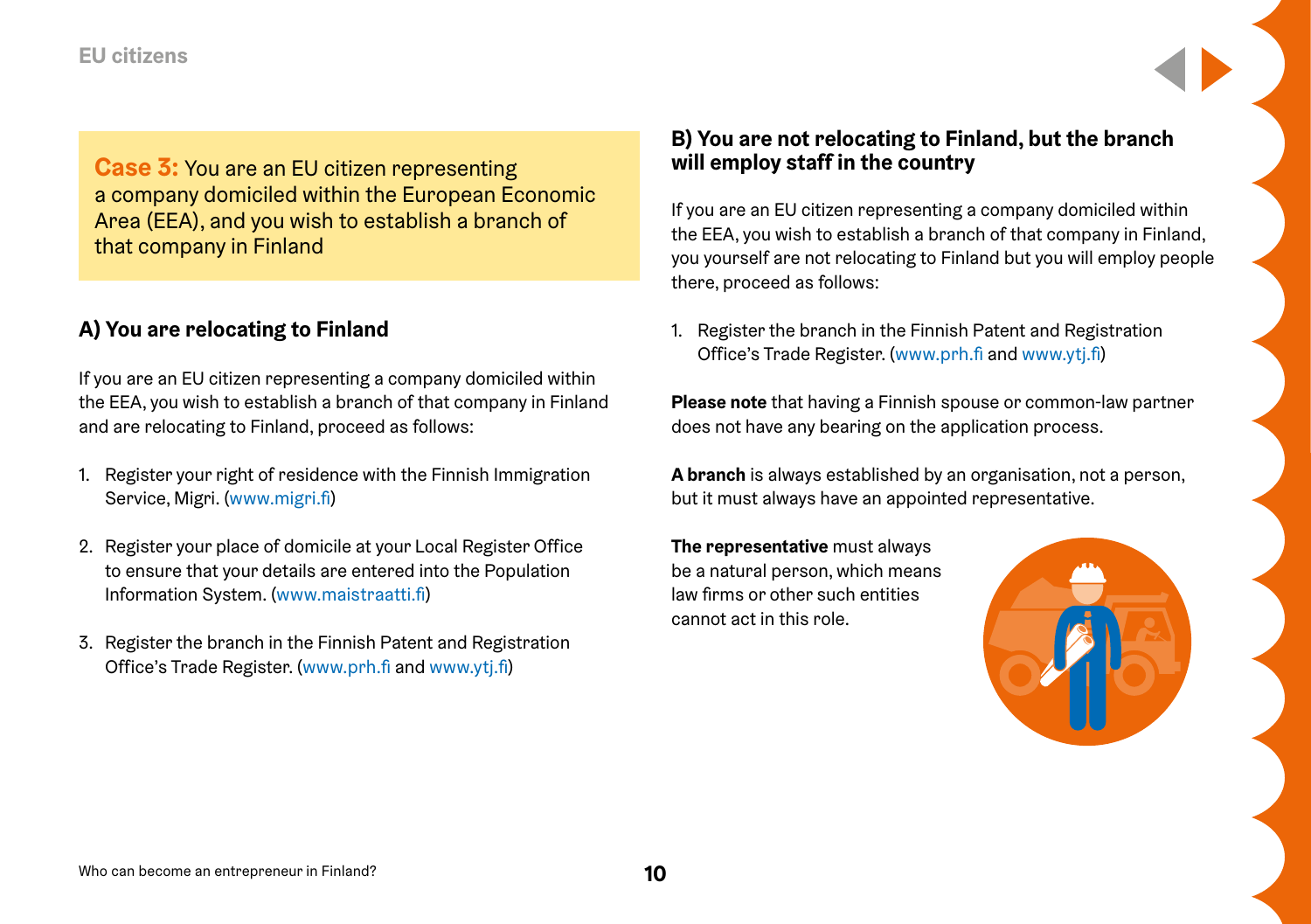**Case 3:** You are an EU citizen representing a company domiciled within the European Economic Area (EEA), and you wish to establish a branch of that company in Finland

## A) You are relocating to Finland

If you are an EU citizen representing a company domiciled within the EEA, you wish to establish a branch of that company in Finland and are relocating to Finland, proceed as follows:

1. Register your right of residence with the Finnish Immigration Service, Migri. (www.migri.fi)
2. Register your place of domicile at your Local Register Office to ensure that your details are entered into the Population Information System. (www.maistraatti.fi)
3. Register the branch in the Finnish Patent and Registration Office's Trade Register. (www.prh.fi and www.ytj.fi)

## B) You are not relocating to Finland, but the branch will employ staff in the country

If you are an EU citizen representing a company domiciled within the EEA, you wish to establish a branch of that company in Finland, you yourself are not relocating to Finland but you will employ people there, proceed as follows:

1. Register the branch in the Finnish Patent and Registration Office's Trade Register. (www.prh.fi and www.ytj.fi)

**Please note** that having a Finnish spouse or common-law partner does not have any bearing on the application process.

**A branch** is always established by an organisation, not a person, but it must always have an appointed representative.

**The representative** must always be a natural person, which means law firms or other such entities cannot act in this role.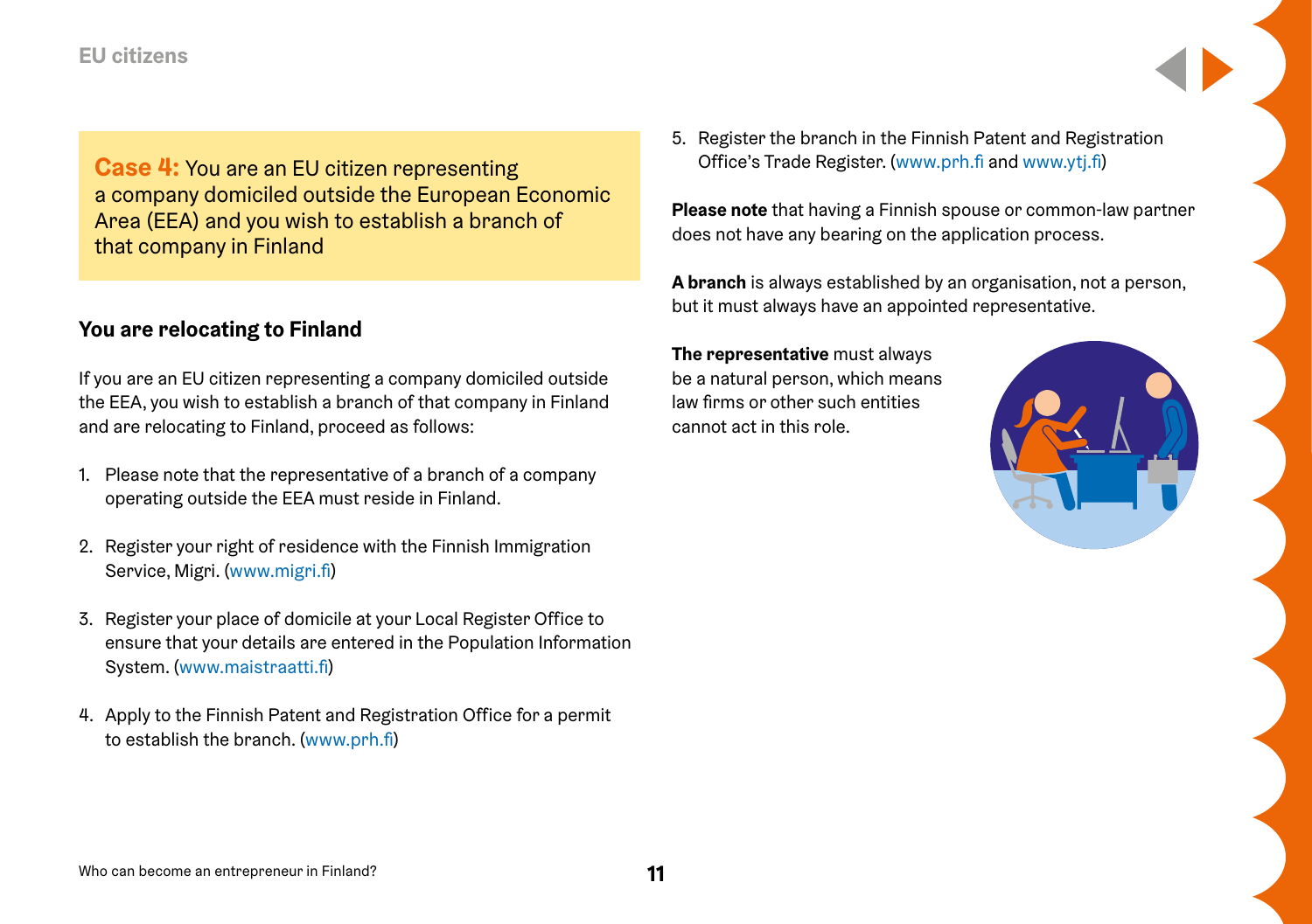**Case 4:** You are an EU citizen representing a company domiciled outside the European Economic Area (EEA) and you wish to establish a branch of that company in Finland

## You are relocating to Finland

If you are an EU citizen representing a company domiciled outside the EEA, you wish to establish a branch of that company in Finland and are relocating to Finland, proceed as follows:

1. Please note that the representative of a branch of a company operating outside the EEA must reside in Finland.
2. Register your right of residence with the Finnish Immigration Service, Migri. (www.migri.fi)
3. Register your place of domicile at your Local Register Office to ensure that your details are entered in the Population Information System. (www.maistraatti.fi)
4. Apply to the Finnish Patent and Registration Office for a permit to establish the branch. (www.prh.fi)
5. Register the branch in the Finnish Patent and Registration Office's Trade Register. (www.prh.fi and www.ytj.fi)

**Please note** that having a Finnish spouse or common-law partner does not have any bearing on the application process.

**A branch** is always established by an organisation, not a person, but it must always have an appointed representative.

**The representative** must always be a natural person, which means law firms or other such entities cannot act in this role.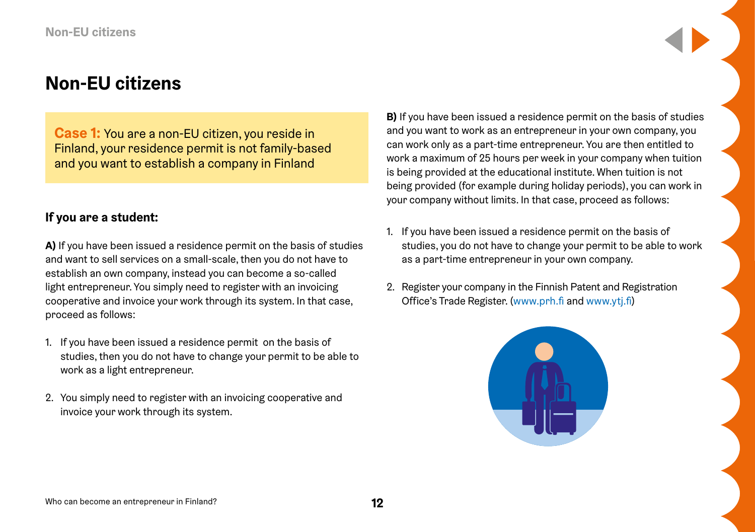# Non-EU citizens

**Case 1:** You are a non-EU citizen, you reside in Finland, your residence permit is not family-based and you want to establish a company in Finland

### If you are a student:

**A)** If you have been issued a residence permit on the basis of studies and want to sell services on a small-scale, then you do not have to establish an own company, instead you can become a so-called light entrepreneur. You simply need to register with an invoicing cooperative and invoice your work through its system. In that case, proceed as follows:

1. If you have been issued a residence permit on the basis of studies, then you do not have to change your permit to be able to work as a light entrepreneur.
2. You simply need to register with an invoicing cooperative and invoice your work through its system.

**B)** If you have been issued a residence permit on the basis of studies and you want to work as an entrepreneur in your own company, you can work only as a part-time entrepreneur. You are then entitled to work a maximum of 25 hours per week in your company when tuition is being provided at the educational institute. When tuition is not being provided (for example during holiday periods), you can work in your company without limits. In that case, proceed as follows:

1. If you have been issued a residence permit on the basis of studies, you do not have to change your permit to be able to work as a part-time entrepreneur in your own company.
2. Register your company in the Finnish Patent and Registration Office's Trade Register. (www.prh.fi and www.ytj.fi)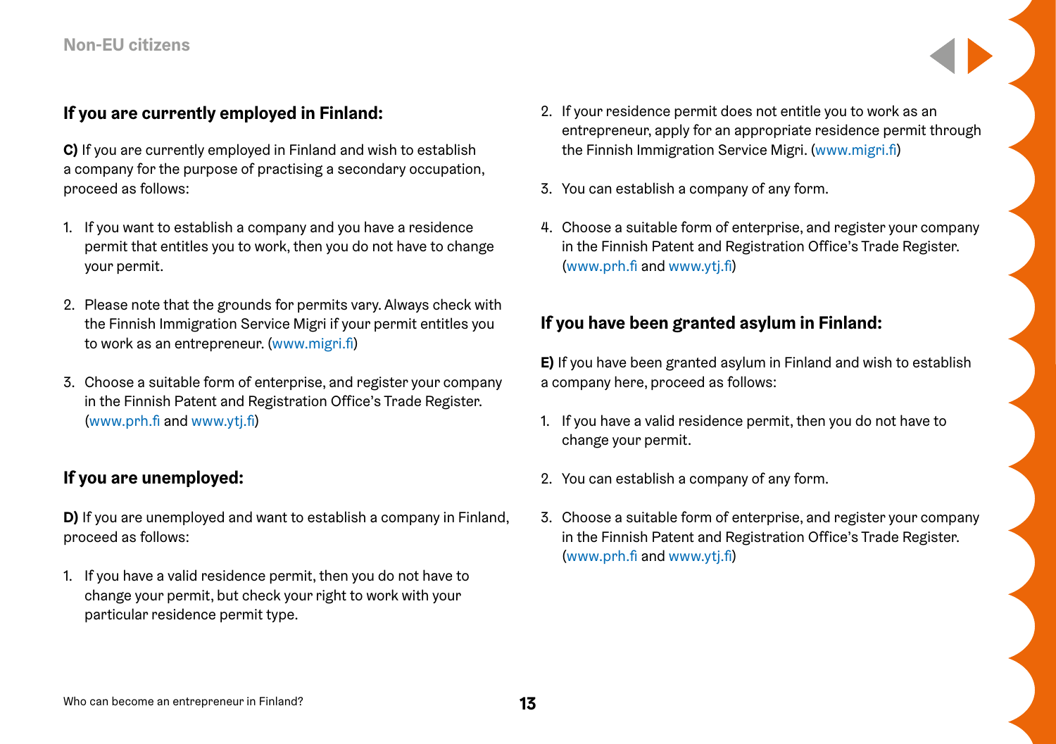## If you are currently employed in Finland:

**C)** If you are currently employed in Finland and wish to establish a company for the purpose of practising a secondary occupation, proceed as follows:

1. If you want to establish a company and you have a residence permit that entitles you to work, then you do not have to change your permit.
2. Please note that the grounds for permits vary. Always check with the Finnish Immigration Service Migri if your permit entitles you to work as an entrepreneur. (www.migri.fi)
3. Choose a suitable form of enterprise, and register your company in the Finnish Patent and Registration Office's Trade Register. (www.prh.fi and www.ytj.fi)

## If you are unemployed:

**D)** If you are unemployed and want to establish a company in Finland, proceed as follows:

1. If you have a valid residence permit, then you do not have to change your permit, but check your right to work with your particular residence permit type.
2. If your residence permit does not entitle you to work as an entrepreneur, apply for an appropriate residence permit through the Finnish Immigration Service Migri. (www.migri.fi)
3. You can establish a company of any form.
4. Choose a suitable form of enterprise, and register your company in the Finnish Patent and Registration Office's Trade Register. (www.prh.fi and www.ytj.fi)

## If you have been granted asylum in Finland:

**E)** If you have been granted asylum in Finland and wish to establish a company here, proceed as follows:

1. If you have a valid residence permit, then you do not have to change your permit.
2. You can establish a company of any form.
3. Choose a suitable form of enterprise, and register your company in the Finnish Patent and Registration Office's Trade Register. (www.prh.fi and www.ytj.fi)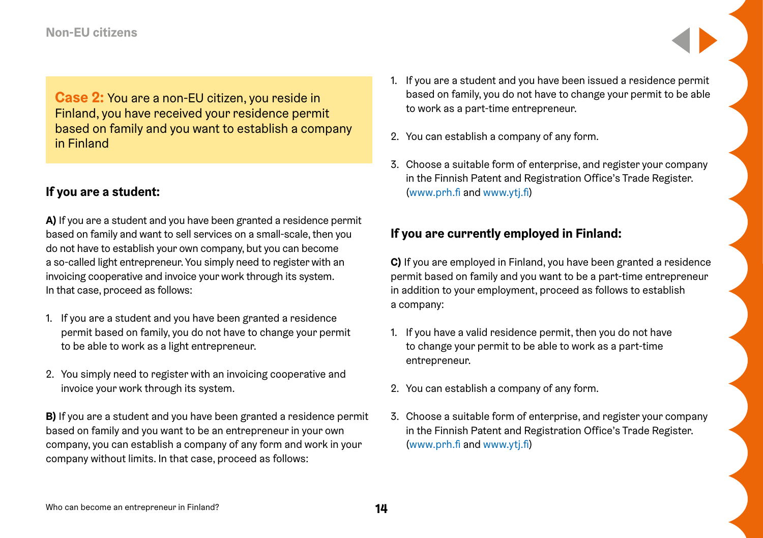**Case 2:** You are a non-EU citizen, you reside in Finland, you have received your residence permit based on family and you want to establish a company in Finland

### If you are a student:

**A)** If you are a student and you have been granted a residence permit based on family and want to sell services on a small-scale, then you do not have to establish your own company, but you can become a so-called light entrepreneur. You simply need to register with an invoicing cooperative and invoice your work through its system. In that case, proceed as follows:

1. If you are a student and you have been granted a residence permit based on family, you do not have to change your permit to be able to work as a light entrepreneur.
2. You simply need to register with an invoicing cooperative and invoice your work through its system.

**B)** If you are a student and you have been granted a residence permit based on family and you want to be an entrepreneur in your own company, you can establish a company of any form and work in your company without limits. In that case, proceed as follows:

1. If you are a student and you have been issued a residence permit based on family, you do not have to change your permit to be able to work as a part-time entrepreneur.
2. You can establish a company of any form.
3. Choose a suitable form of enterprise, and register your company in the Finnish Patent and Registration Office's Trade Register. (www.prh.fi and www.ytj.fi)

### If you are currently employed in Finland:

**C)** If you are employed in Finland, you have been granted a residence permit based on family and you want to be a part-time entrepreneur in addition to your employment, proceed as follows to establish a company:

1. If you have a valid residence permit, then you do not have to change your permit to be able to work as a part-time entrepreneur.
2. You can establish a company of any form.
3. Choose a suitable form of enterprise, and register your company in the Finnish Patent and Registration Office's Trade Register. (www.prh.fi and www.ytj.fi)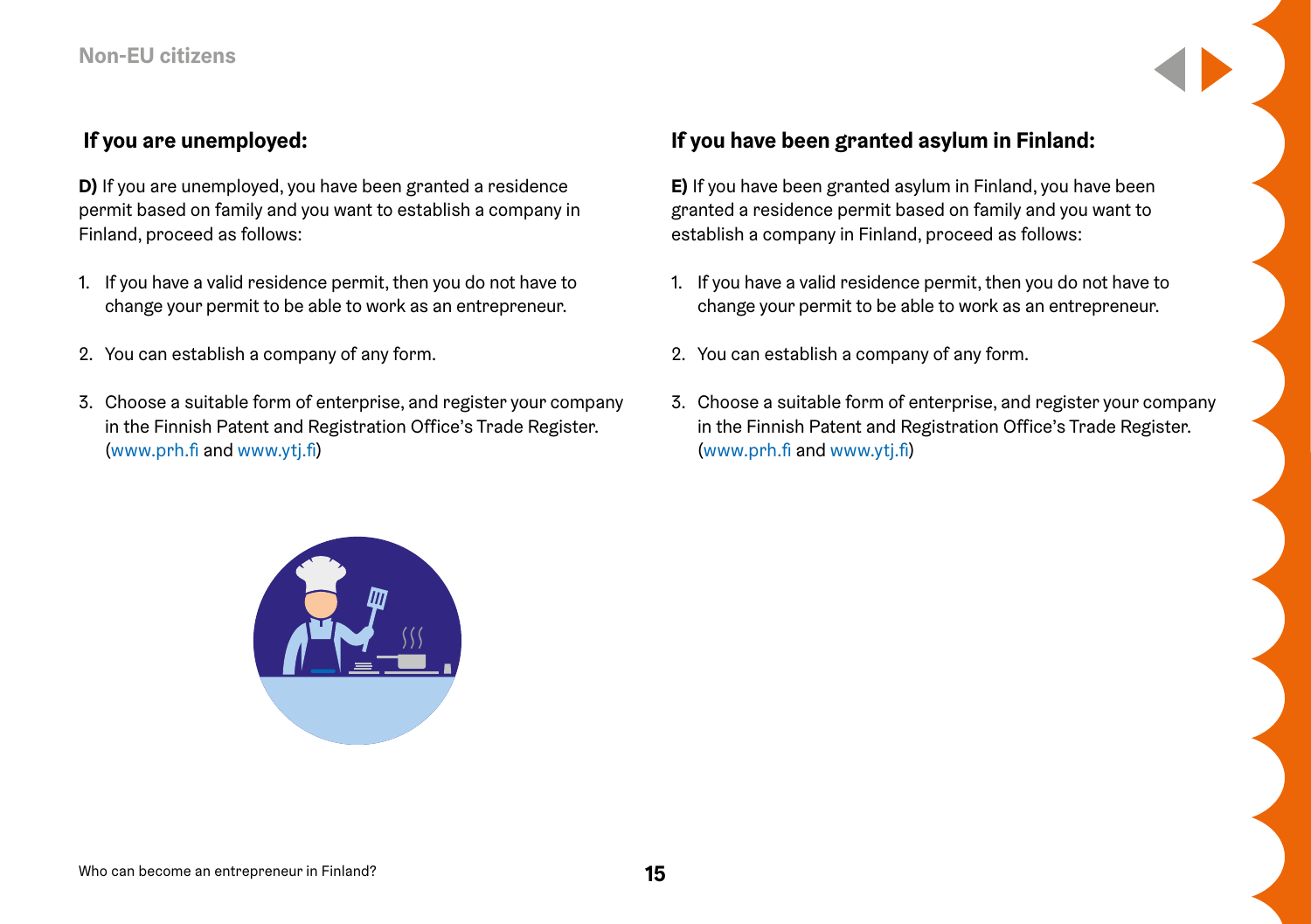## If you are unemployed:

**D)** If you are unemployed, you have been granted a residence permit based on family and you want to establish a company in Finland, proceed as follows:

1. If you have a valid residence permit, then you do not have to change your permit to be able to work as an entrepreneur.
2. You can establish a company of any form.
3. Choose a suitable form of enterprise, and register your company in the Finnish Patent and Registration Office's Trade Register. (www.prh.fi and www.ytj.fi)

## If you have been granted asylum in Finland:

**E)** If you have been granted asylum in Finland, you have been granted a residence permit based on family and you want to establish a company in Finland, proceed as follows:

1. If you have a valid residence permit, then you do not have to change your permit to be able to work as an entrepreneur.
2. You can establish a company of any form.
3. Choose a suitable form of enterprise, and register your company in the Finnish Patent and Registration Office's Trade Register. (www.prh.fi and www.ytj.fi)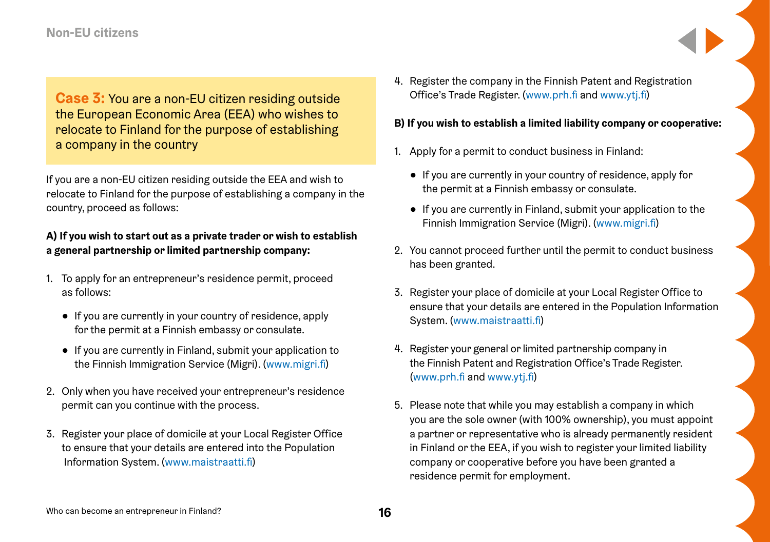**Case 3:** You are a non-EU citizen residing outside the European Economic Area (EEA) who wishes to relocate to Finland for the purpose of establishing a company in the country

If you are a non-EU citizen residing outside the EEA and wish to relocate to Finland for the purpose of establishing a company in the country, proceed as follows:

**A) If you wish to start out as a private trader or wish to establish a general partnership or limited partnership company:**

1. To apply for an entrepreneur's residence permit, proceed as follows:
   - If you are currently in your country of residence, apply for the permit at a Finnish embassy or consulate.
   - If you are currently in Finland, submit your application to the Finnish Immigration Service (Migri). (www.migri.fi)
2. Only when you have received your entrepreneur's residence permit can you continue with the process.
3. Register your place of domicile at your Local Register Office to ensure that your details are entered into the Population Information System. (www.maistraatti.fi)
4. Register the company in the Finnish Patent and Registration Office's Trade Register. (www.prh.fi and www.ytj.fi)

**B) If you wish to establish a limited liability company or cooperative:**

1. Apply for a permit to conduct business in Finland:
   - If you are currently in your country of residence, apply for the permit at a Finnish embassy or consulate.
   - If you are currently in Finland, submit your application to the Finnish Immigration Service (Migri). (www.migri.fi)
2. You cannot proceed further until the permit to conduct business has been granted.
3. Register your place of domicile at your Local Register Office to ensure that your details are entered in the Population Information System. (www.maistraatti.fi)
4. Register your general or limited partnership company in the Finnish Patent and Registration Office's Trade Register. (www.prh.fi and www.ytj.fi)
5. Please note that while you may establish a company in which you are the sole owner (with 100% ownership), you must appoint a partner or representative who is already permanently resident in Finland or the EEA, if you wish to register your limited liability company or cooperative before you have been granted a residence permit for employment.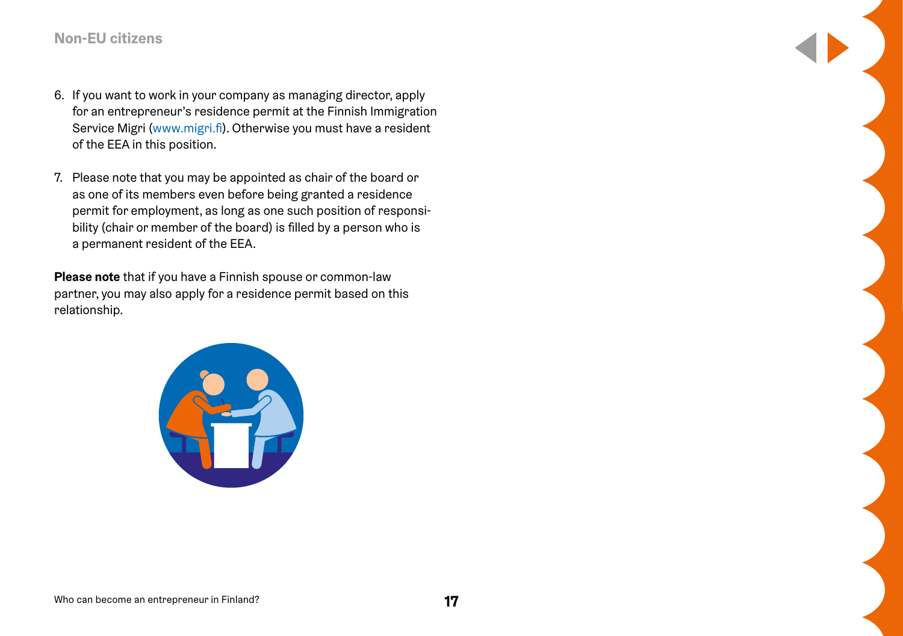6. If you want to work in your company as managing director, apply for an entrepreneur's residence permit at the Finnish Immigration Service Migri (www.migri.fi). Otherwise you must have a resident of the EEA in this position.

7. Please note that you may be appointed as chair of the board or as one of its members even before being granted a residence permit for employment, as long as one such position of responsibility (chair or member of the board) is filled by a person who is a permanent resident of the EEA.

**Please note** that if you have a Finnish spouse or common-law partner, you may also apply for a residence permit based on this relationship.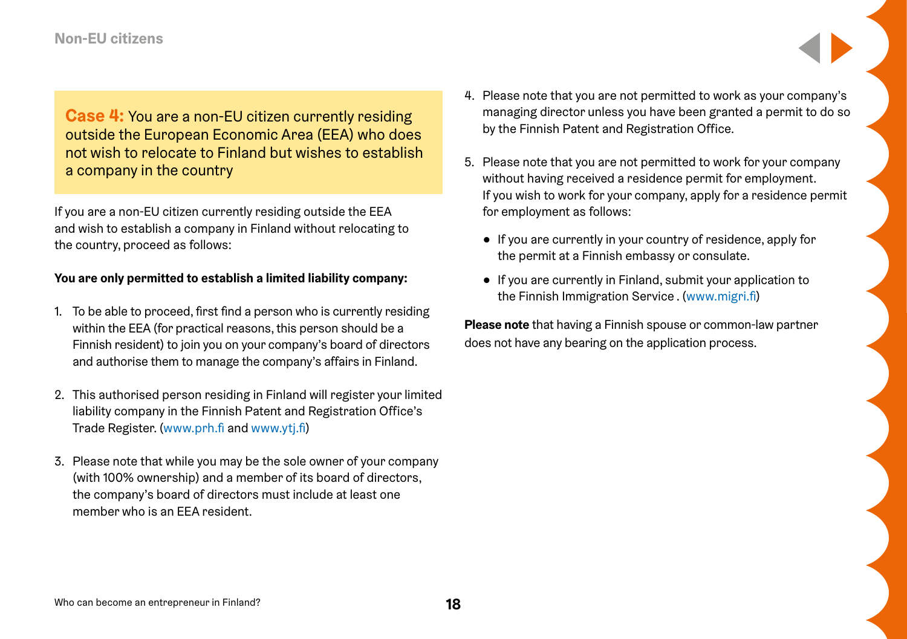**Case 4:** You are a non-EU citizen currently residing outside the European Economic Area (EEA) who does not wish to relocate to Finland but wishes to establish a company in the country

If you are a non-EU citizen currently residing outside the EEA and wish to establish a company in Finland without relocating to the country, proceed as follows:

**You are only permitted to establish a limited liability company:**

1. To be able to proceed, first find a person who is currently residing within the EEA (for practical reasons, this person should be a Finnish resident) to join you on your company's board of directors and authorise them to manage the company's affairs in Finland.

2. This authorised person residing in Finland will register your limited liability company in the Finnish Patent and Registration Office's Trade Register. (www.prh.fi and www.ytj.fi)

3. Please note that while you may be the sole owner of your company (with 100% ownership) and a member of its board of directors, the company's board of directors must include at least one member who is an EEA resident.

4. Please note that you are not permitted to work as your company's managing director unless you have been granted a permit to do so by the Finnish Patent and Registration Office.

5. Please note that you are not permitted to work for your company without having received a residence permit for employment. If you wish to work for your company, apply for a residence permit for employment as follows:

   - If you are currently in your country of residence, apply for the permit at a Finnish embassy or consulate.
   - If you are currently in Finland, submit your application to the Finnish Immigration Service . (www.migri.fi)

**Please note** that having a Finnish spouse or common-law partner does not have any bearing on the application process.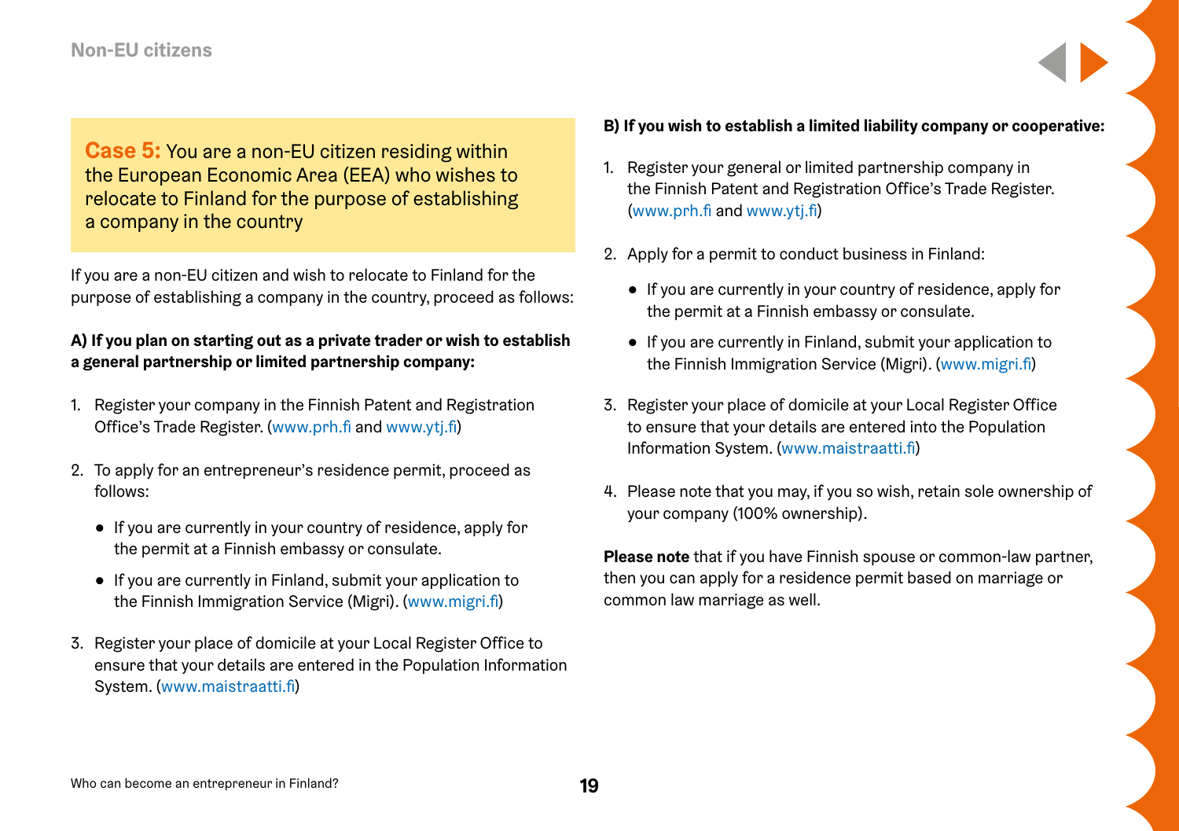**Case 5:** You are a non-EU citizen residing within the European Economic Area (EEA) who wishes to relocate to Finland for the purpose of establishing a company in the country

If you are a non-EU citizen and wish to relocate to Finland for the purpose of establishing a company in the country, proceed as follows:

**A) If you plan on starting out as a private trader or wish to establish a general partnership or limited partnership company:**

1. Register your company in the Finnish Patent and Registration Office's Trade Register. (www.prh.fi and www.ytj.fi)
2. To apply for an entrepreneur's residence permit, proceed as follows:
   - If you are currently in your country of residence, apply for the permit at a Finnish embassy or consulate.
   - If you are currently in Finland, submit your application to the Finnish Immigration Service (Migri). (www.migri.fi)
3. Register your place of domicile at your Local Register Office to ensure that your details are entered in the Population Information System. (www.maistraatti.fi)

**B) If you wish to establish a limited liability company or cooperative:**

1. Register your general or limited partnership company in the Finnish Patent and Registration Office's Trade Register. (www.prh.fi and www.ytj.fi)
2. Apply for a permit to conduct business in Finland:
   - If you are currently in your country of residence, apply for the permit at a Finnish embassy or consulate.
   - If you are currently in Finland, submit your application to the Finnish Immigration Service (Migri). (www.migri.fi)
3. Register your place of domicile at your Local Register Office to ensure that your details are entered into the Population Information System. (www.maistraatti.fi)
4. Please note that you may, if you so wish, retain sole ownership of your company (100% ownership).

**Please note** that if you have Finnish spouse or common-law partner, then you can apply for a residence permit based on marriage or common law marriage as well.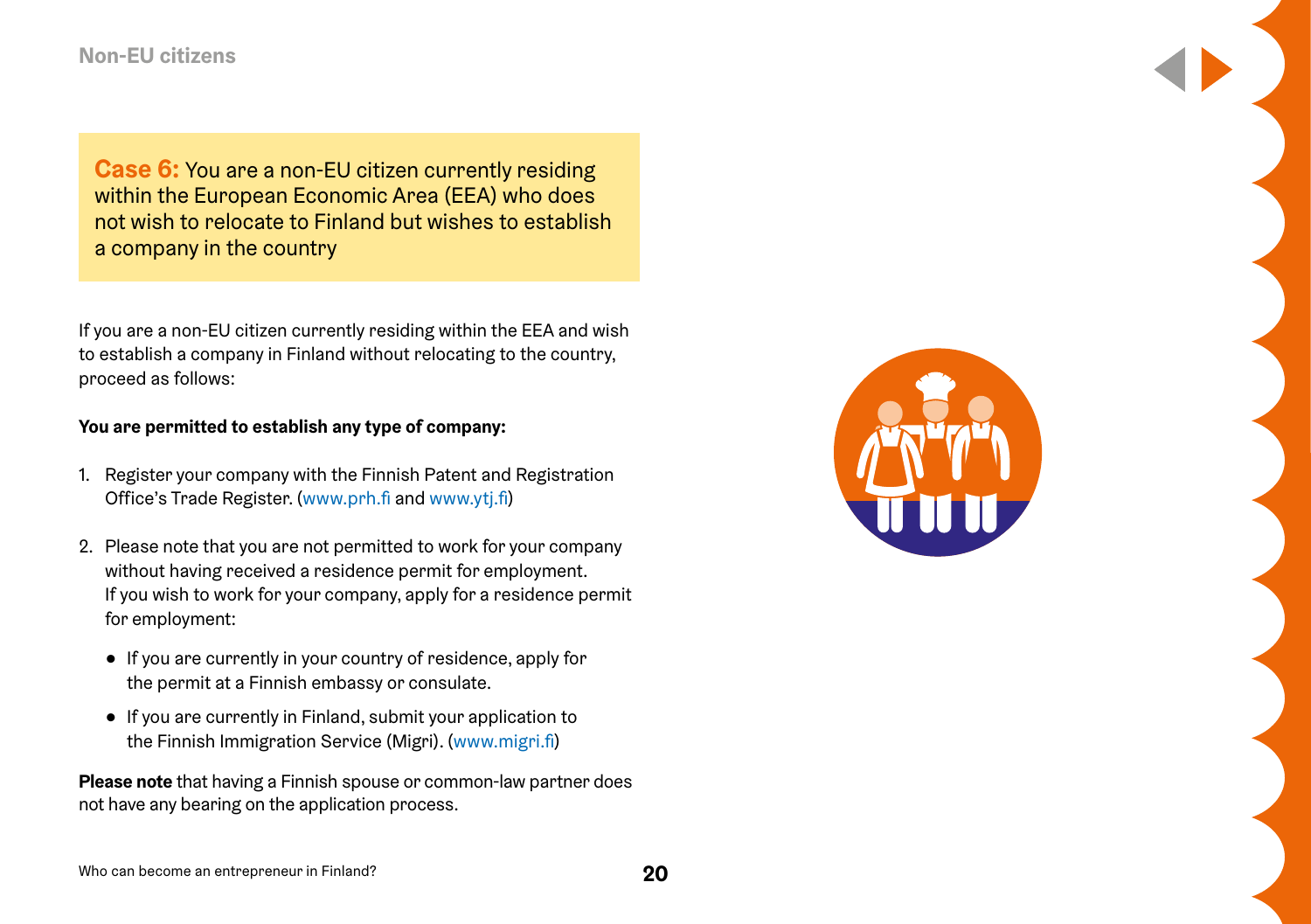**Case 6:** You are a non-EU citizen currently residing within the European Economic Area (EEA) who does not wish to relocate to Finland but wishes to establish a company in the country

If you are a non-EU citizen currently residing within the EEA and wish to establish a company in Finland without relocating to the country, proceed as follows:

**You are permitted to establish any type of company:**

1. Register your company with the Finnish Patent and Registration Office's Trade Register. (www.prh.fi and www.ytj.fi)

2. Please note that you are not permitted to work for your company without having received a residence permit for employment. If you wish to work for your company, apply for a residence permit for employment:

   - If you are currently in your country of residence, apply for the permit at a Finnish embassy or consulate.
   - If you are currently in Finland, submit your application to the Finnish Immigration Service (Migri). (www.migri.fi)

**Please note** that having a Finnish spouse or common-law partner does not have any bearing on the application process.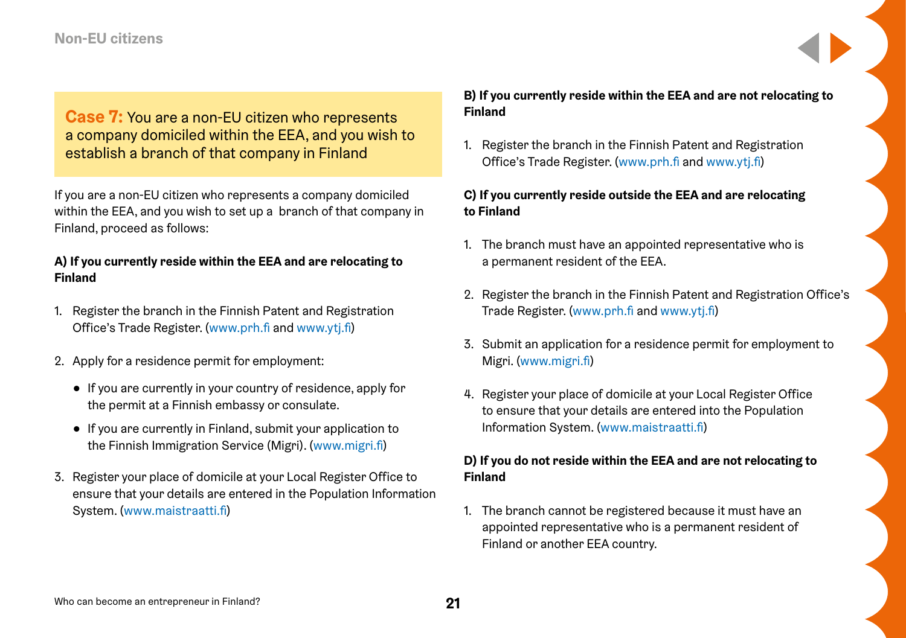## Case 7: You are a non-EU citizen who represents a company domiciled within the EEA, and you wish to establish a branch of that company in Finland

If you are a non-EU citizen who represents a company domiciled within the EEA, and you wish to set up a branch of that company in Finland, proceed as follows:

**A) If you currently reside within the EEA and are relocating to Finland**

1. Register the branch in the Finnish Patent and Registration Office's Trade Register. (www.prh.fi and www.ytj.fi)
2. Apply for a residence permit for employment:
   - If you are currently in your country of residence, apply for the permit at a Finnish embassy or consulate.
   - If you are currently in Finland, submit your application to the Finnish Immigration Service (Migri). (www.migri.fi)
3. Register your place of domicile at your Local Register Office to ensure that your details are entered in the Population Information System. (www.maistraatti.fi)

**B) If you currently reside within the EEA and are not relocating to Finland**

1. Register the branch in the Finnish Patent and Registration Office's Trade Register. (www.prh.fi and www.ytj.fi)

**C) If you currently reside outside the EEA and are relocating to Finland**

1. The branch must have an appointed representative who is a permanent resident of the EEA.
2. Register the branch in the Finnish Patent and Registration Office's Trade Register. (www.prh.fi and www.ytj.fi)
3. Submit an application for a residence permit for employment to Migri. (www.migri.fi)
4. Register your place of domicile at your Local Register Office to ensure that your details are entered into the Population Information System. (www.maistraatti.fi)

**D) If you do not reside within the EEA and are not relocating to Finland**

1. The branch cannot be registered because it must have an appointed representative who is a permanent resident of Finland or another EEA country.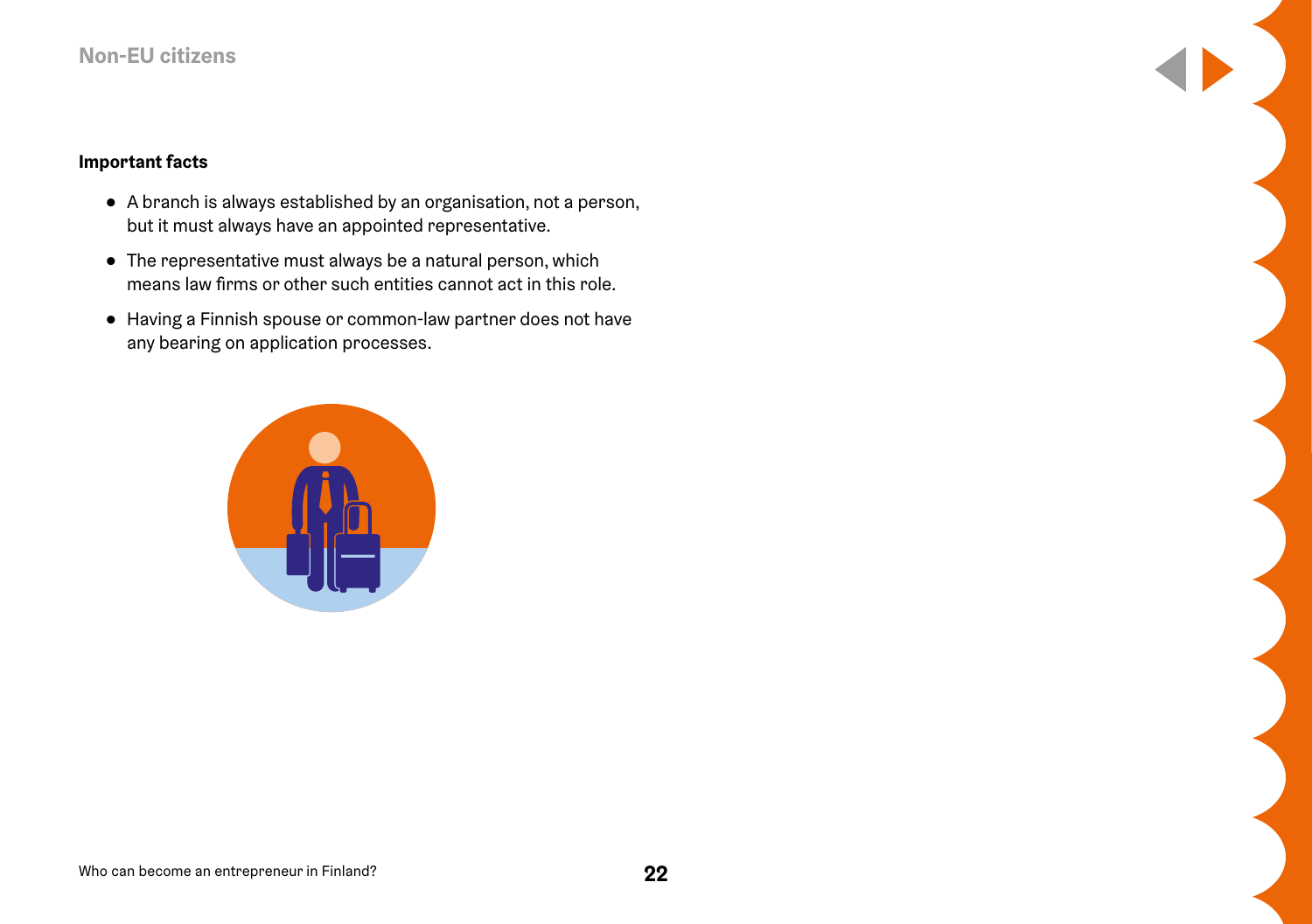**Important facts**

- A branch is always established by an organisation, not a person, but it must always have an appointed representative.
- The representative must always be a natural person, which means law firms or other such entities cannot act in this role.
- Having a Finnish spouse or common-law partner does not have any bearing on application processes.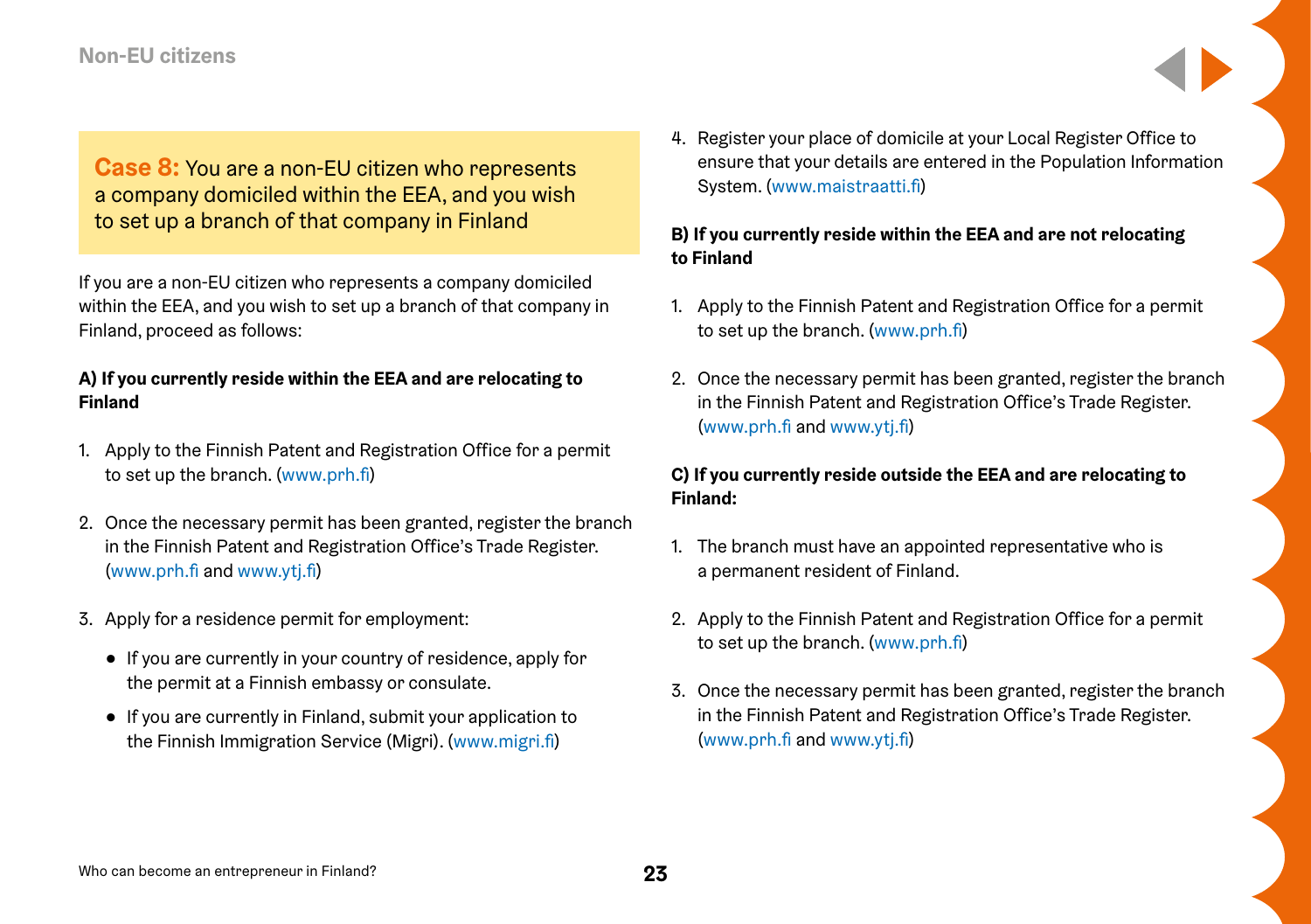**Case 8:** You are a non-EU citizen who represents a company domiciled within the EEA, and you wish to set up a branch of that company in Finland

If you are a non-EU citizen who represents a company domiciled within the EEA, and you wish to set up a branch of that company in Finland, proceed as follows:

**A) If you currently reside within the EEA and are relocating to Finland**

1. Apply to the Finnish Patent and Registration Office for a permit to set up the branch. (www.prh.fi)
2. Once the necessary permit has been granted, register the branch in the Finnish Patent and Registration Office's Trade Register. (www.prh.fi and www.ytj.fi)
3. Apply for a residence permit for employment:
   - If you are currently in your country of residence, apply for the permit at a Finnish embassy or consulate.
   - If you are currently in Finland, submit your application to the Finnish Immigration Service (Migri). (www.migri.fi)
4. Register your place of domicile at your Local Register Office to ensure that your details are entered in the Population Information System. (www.maistraatti.fi)

**B) If you currently reside within the EEA and are not relocating to Finland**

1. Apply to the Finnish Patent and Registration Office for a permit to set up the branch. (www.prh.fi)
2. Once the necessary permit has been granted, register the branch in the Finnish Patent and Registration Office's Trade Register. (www.prh.fi and www.ytj.fi)

**C) If you currently reside outside the EEA and are relocating to Finland:**

1. The branch must have an appointed representative who is a permanent resident of Finland.
2. Apply to the Finnish Patent and Registration Office for a permit to set up the branch. (www.prh.fi)
3. Once the necessary permit has been granted, register the branch in the Finnish Patent and Registration Office's Trade Register. (www.prh.fi and www.ytj.fi)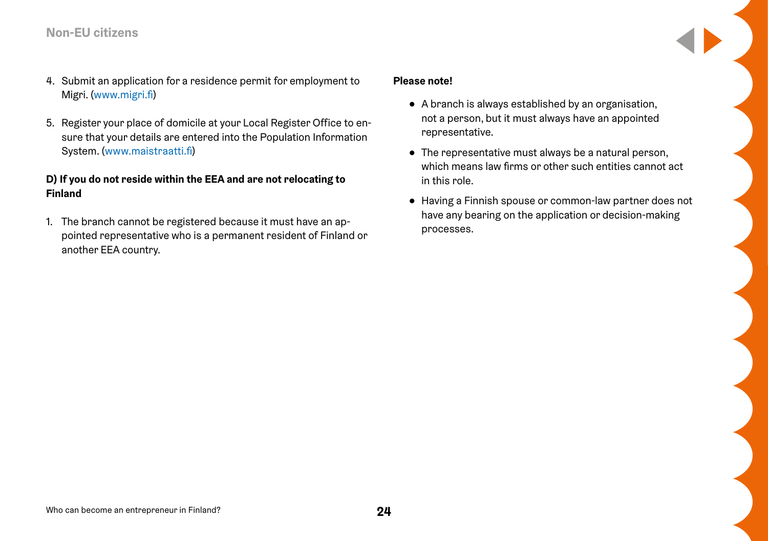4. Submit an application for a residence permit for employment to Migri. (www.migri.fi)

5. Register your place of domicile at your Local Register Office to ensure that your details are entered into the Population Information System. (www.maistraatti.fi)

**D) If you do not reside within the EEA and are not relocating to Finland**

1. The branch cannot be registered because it must have an appointed representative who is a permanent resident of Finland or another EEA country.

**Please note!**

- A branch is always established by an organisation, not a person, but it must always have an appointed representative.
- The representative must always be a natural person, which means law firms or other such entities cannot act in this role.
- Having a Finnish spouse or common-law partner does not have any bearing on the application or decision-making processes.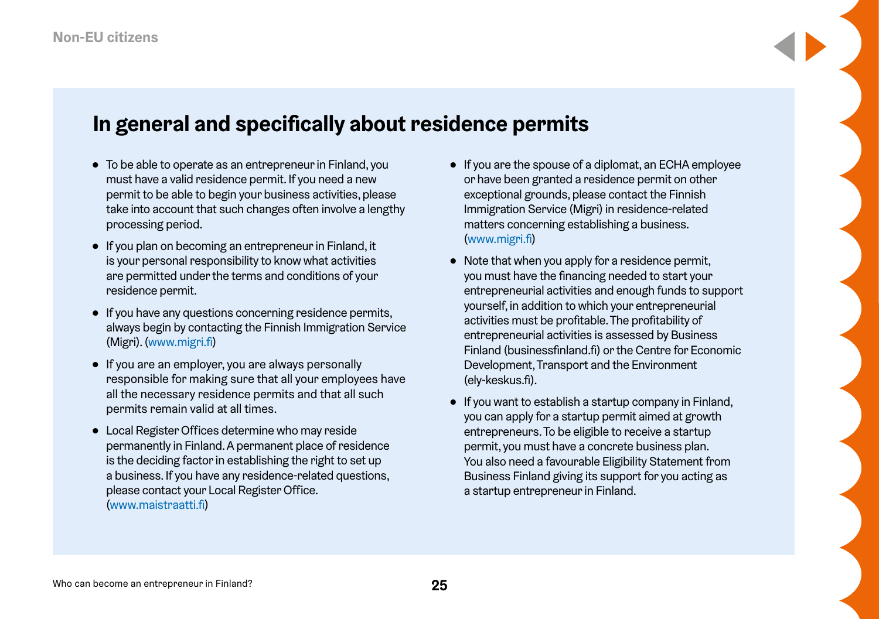## In general and specifically about residence permits

- To be able to operate as an entrepreneur in Finland, you must have a valid residence permit. If you need a new permit to be able to begin your business activities, please take into account that such changes often involve a lengthy processing period.
- If you plan on becoming an entrepreneur in Finland, it is your personal responsibility to know what activities are permitted under the terms and conditions of your residence permit.
- If you have any questions concerning residence permits, always begin by contacting the Finnish Immigration Service (Migri). (www.migri.fi)
- If you are an employer, you are always personally responsible for making sure that all your employees have all the necessary residence permits and that all such permits remain valid at all times.
- Local Register Offices determine who may reside permanently in Finland. A permanent place of residence is the deciding factor in establishing the right to set up a business. If you have any residence-related questions, please contact your Local Register Office. (www.maistraatti.fi)
- If you are the spouse of a diplomat, an ECHA employee or have been granted a residence permit on other exceptional grounds, please contact the Finnish Immigration Service (Migri) in residence-related matters concerning establishing a business. (www.migri.fi)
- Note that when you apply for a residence permit, you must have the financing needed to start your entrepreneurial activities and enough funds to support yourself, in addition to which your entrepreneurial activities must be profitable. The profitability of entrepreneurial activities is assessed by Business Finland (businessfinland.fi) or the Centre for Economic Development, Transport and the Environment (ely-keskus.fi).
- If you want to establish a startup company in Finland, you can apply for a startup permit aimed at growth entrepreneurs. To be eligible to receive a startup permit, you must have a concrete business plan. You also need a favourable Eligibility Statement from Business Finland giving its support for you acting as a startup entrepreneur in Finland.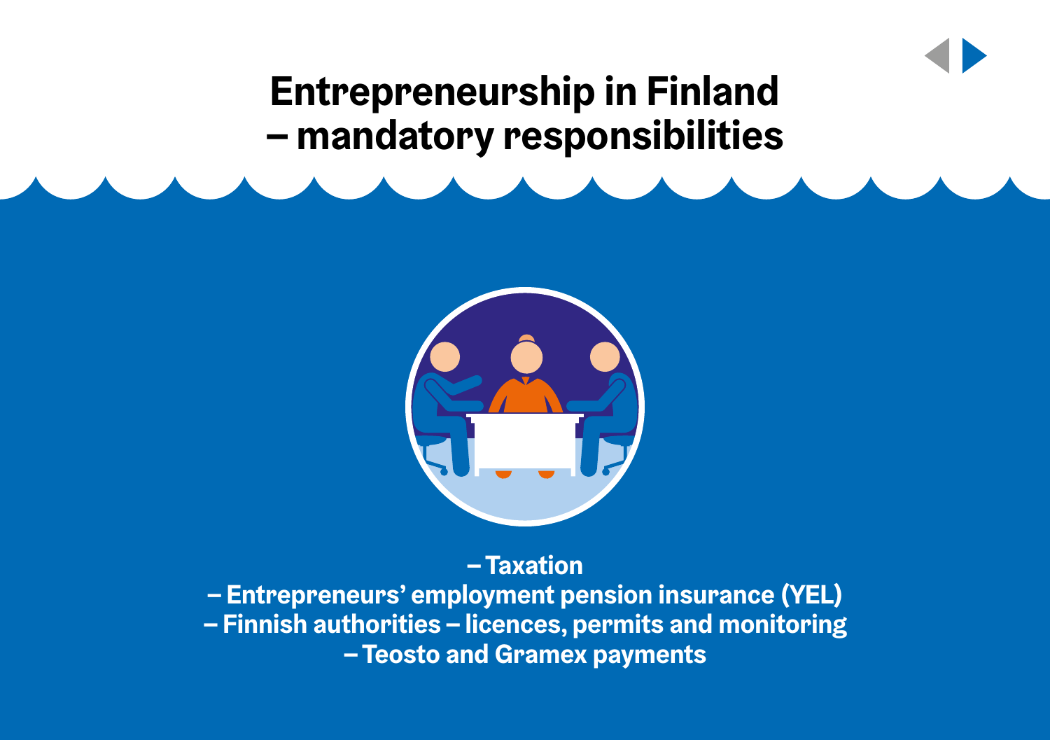# Entrepreneurship in Finland – mandatory responsibilities

– Taxation
– Entrepreneurs' employment pension insurance (YEL)
– Finnish authorities – licences, permits and monitoring
– Teosto and Gramex payments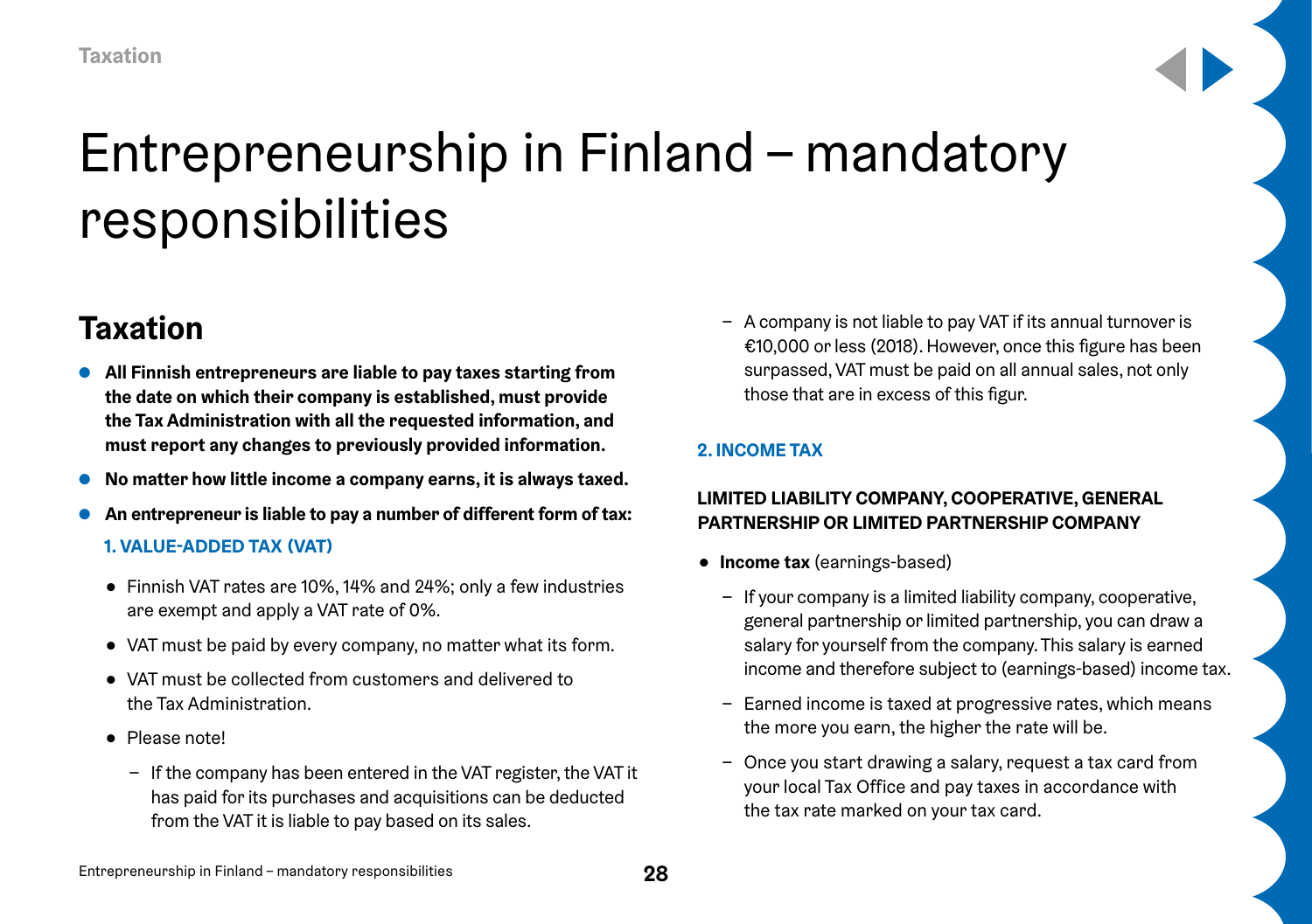# Entrepreneurship in Finland – mandatory responsibilities

## Taxation

- **All Finnish entrepreneurs are liable to pay taxes starting from the date on which their company is established, must provide the Tax Administration with all the requested information, and must report any changes to previously provided information.**
- **No matter how little income a company earns, it is always taxed.**
- **An entrepreneur is liable to pay a number of different form of tax:**

**1. VALUE-ADDED TAX (VAT)**

- Finnish VAT rates are 10%, 14% and 24%; only a few industries are exempt and apply a VAT rate of 0%.
- VAT must be paid by every company, no matter what its form.
- VAT must be collected from customers and delivered to the Tax Administration.
- Please note!
  - If the company has been entered in the VAT register, the VAT it has paid for its purchases and acquisitions can be deducted from the VAT it is liable to pay based on its sales.
  - A company is not liable to pay VAT if its annual turnover is €10,000 or less (2018). However, once this figure has been surpassed, VAT must be paid on all annual sales, not only those that are in excess of this figur.

**2. INCOME TAX**

**LIMITED LIABILITY COMPANY, COOPERATIVE, GENERAL PARTNERSHIP OR LIMITED PARTNERSHIP COMPANY**

- **Income tax** (earnings-based)
  - If your company is a limited liability company, cooperative, general partnership or limited partnership, you can draw a salary for yourself from the company. This salary is earned income and therefore subject to (earnings-based) income tax.
  - Earned income is taxed at progressive rates, which means the more you earn, the higher the rate will be.
  - Once you start drawing a salary, request a tax card from your local Tax Office and pay taxes in accordance with the tax rate marked on your tax card.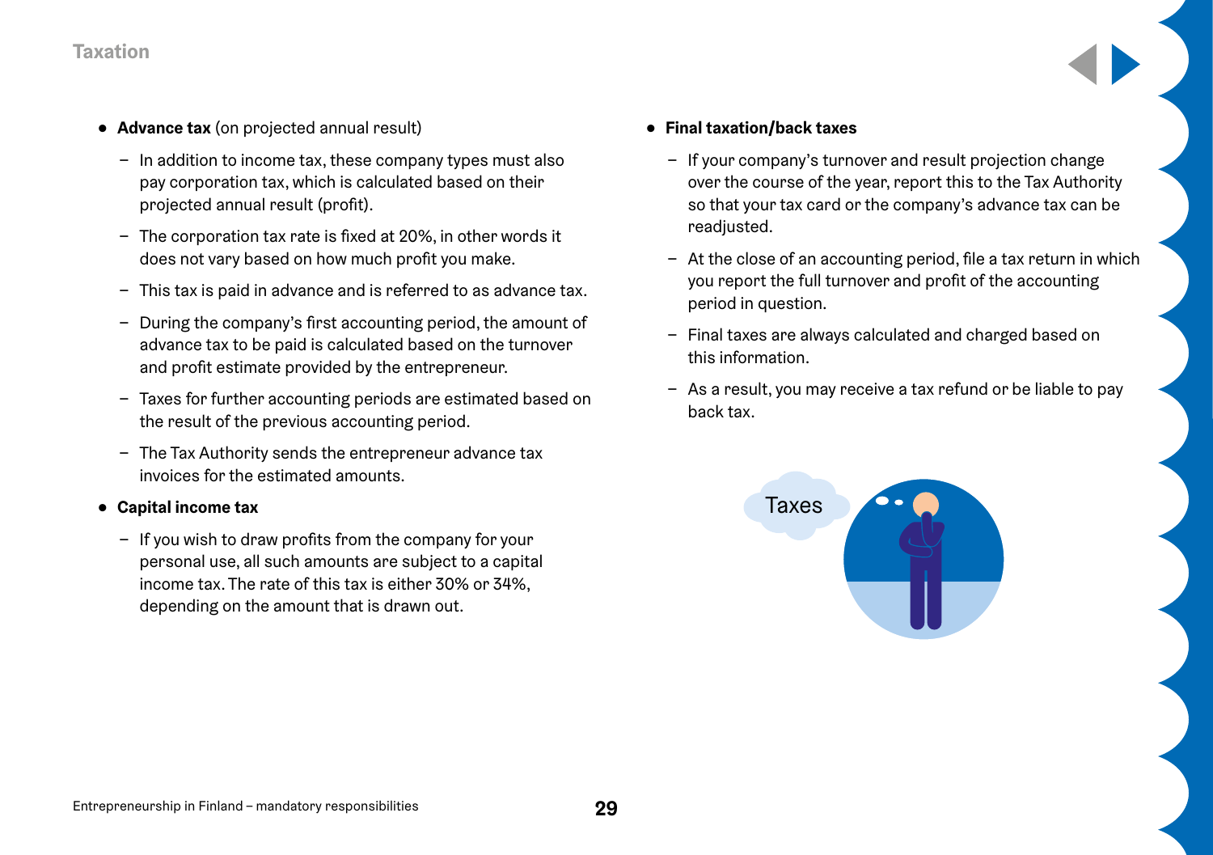- **Advance tax** (on projected annual result)
  - In addition to income tax, these company types must also pay corporation tax, which is calculated based on their projected annual result (profit).
  - The corporation tax rate is fixed at 20%, in other words it does not vary based on how much profit you make.
  - This tax is paid in advance and is referred to as advance tax.
  - During the company's first accounting period, the amount of advance tax to be paid is calculated based on the turnover and profit estimate provided by the entrepreneur.
  - Taxes for further accounting periods are estimated based on the result of the previous accounting period.
  - The Tax Authority sends the entrepreneur advance tax invoices for the estimated amounts.
- **Capital income tax**
  - If you wish to draw profits from the company for your personal use, all such amounts are subject to a capital income tax. The rate of this tax is either 30% or 34%, depending on the amount that is drawn out.
- **Final taxation/back taxes**
  - If your company's turnover and result projection change over the course of the year, report this to the Tax Authority so that your tax card or the company's advance tax can be readjusted.
  - At the close of an accounting period, file a tax return in which you report the full turnover and profit of the accounting period in question.
  - Final taxes are always calculated and charged based on this information.
  - As a result, you may receive a tax refund or be liable to pay back tax.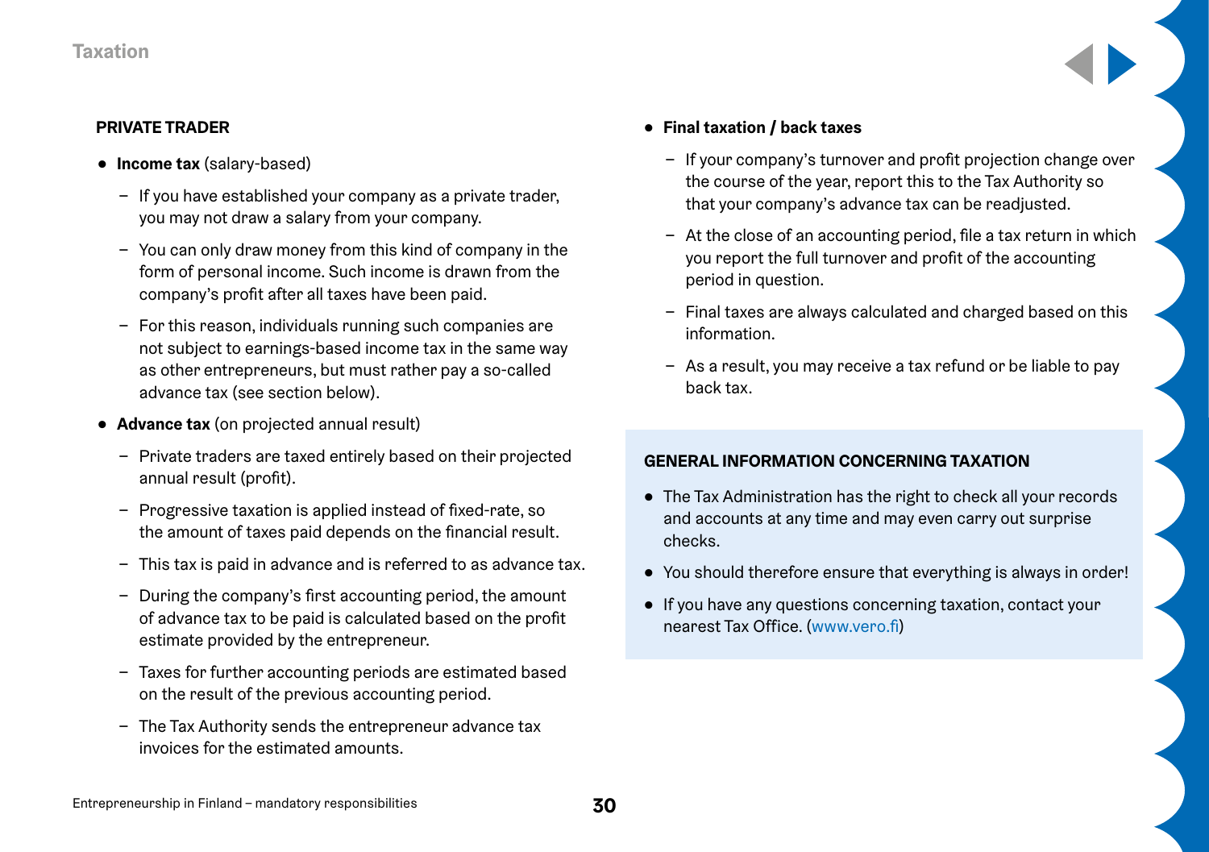### PRIVATE TRADER

- **Income tax** (salary-based)
  - If you have established your company as a private trader, you may not draw a salary from your company.
  - You can only draw money from this kind of company in the form of personal income. Such income is drawn from the company's profit after all taxes have been paid.
  - For this reason, individuals running such companies are not subject to earnings-based income tax in the same way as other entrepreneurs, but must rather pay a so-called advance tax (see section below).
- **Advance tax** (on projected annual result)
  - Private traders are taxed entirely based on their projected annual result (profit).
  - Progressive taxation is applied instead of fixed-rate, so the amount of taxes paid depends on the financial result.
  - This tax is paid in advance and is referred to as advance tax.
  - During the company's first accounting period, the amount of advance tax to be paid is calculated based on the profit estimate provided by the entrepreneur.
  - Taxes for further accounting periods are estimated based on the result of the previous accounting period.
  - The Tax Authority sends the entrepreneur advance tax invoices for the estimated amounts.
- **Final taxation / back taxes**
  - If your company's turnover and profit projection change over the course of the year, report this to the Tax Authority so that your company's advance tax can be readjusted.
  - At the close of an accounting period, file a tax return in which you report the full turnover and profit of the accounting period in question.
  - Final taxes are always calculated and charged based on this information.
  - As a result, you may receive a tax refund or be liable to pay back tax.

### GENERAL INFORMATION CONCERNING TAXATION

- The Tax Administration has the right to check all your records and accounts at any time and may even carry out surprise checks.
- You should therefore ensure that everything is always in order!
- If you have any questions concerning taxation, contact your nearest Tax Office. (www.vero.fi)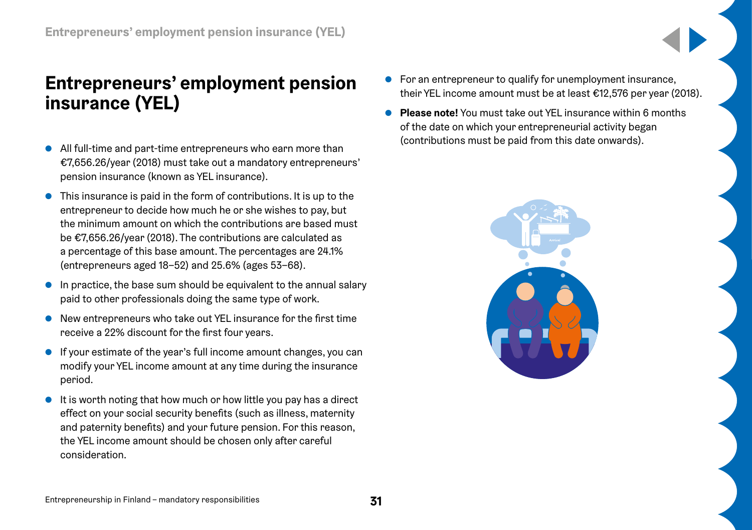# Entrepreneurs' employment pension insurance (YEL)

- All full-time and part-time entrepreneurs who earn more than €7,656.26/year (2018) must take out a mandatory entrepreneurs' pension insurance (known as YEL insurance).
- This insurance is paid in the form of contributions. It is up to the entrepreneur to decide how much he or she wishes to pay, but the minimum amount on which the contributions are based must be €7,656.26/year (2018). The contributions are calculated as a percentage of this base amount. The percentages are 24.1% (entrepreneurs aged 18–52) and 25.6% (ages 53–68).
- In practice, the base sum should be equivalent to the annual salary paid to other professionals doing the same type of work.
- New entrepreneurs who take out YEL insurance for the first time receive a 22% discount for the first four years.
- If your estimate of the year's full income amount changes, you can modify your YEL income amount at any time during the insurance period.
- It is worth noting that how much or how little you pay has a direct effect on your social security benefits (such as illness, maternity and paternity benefits) and your future pension. For this reason, the YEL income amount should be chosen only after careful consideration.
- For an entrepreneur to qualify for unemployment insurance, their YEL income amount must be at least €12,576 per year (2018).
- **Please note!** You must take out YEL insurance within 6 months of the date on which your entrepreneurial activity began (contributions must be paid from this date onwards).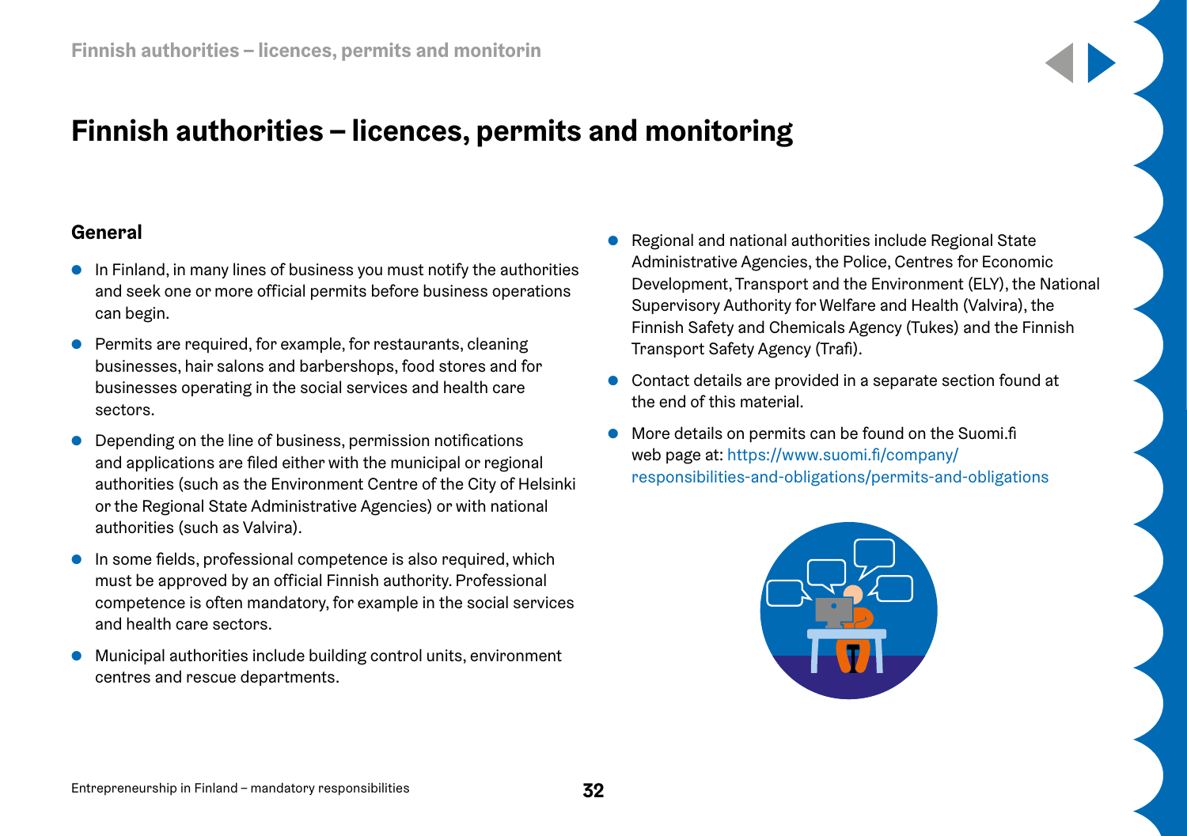# Finnish authorities – licences, permits and monitoring

## General

- In Finland, in many lines of business you must notify the authorities and seek one or more official permits before business operations can begin.
- Permits are required, for example, for restaurants, cleaning businesses, hair salons and barbershops, food stores and for businesses operating in the social services and health care sectors.
- Depending on the line of business, permission notifications and applications are filed either with the municipal or regional authorities (such as the Environment Centre of the City of Helsinki or the Regional State Administrative Agencies) or with national authorities (such as Valvira).
- In some fields, professional competence is also required, which must be approved by an official Finnish authority. Professional competence is often mandatory, for example in the social services and health care sectors.
- Municipal authorities include building control units, environment centres and rescue departments.
- Regional and national authorities include Regional State Administrative Agencies, the Police, Centres for Economic Development, Transport and the Environment (ELY), the National Supervisory Authority for Welfare and Health (Valvira), the Finnish Safety and Chemicals Agency (Tukes) and the Finnish Transport Safety Agency (Trafi).
- Contact details are provided in a separate section found at the end of this material.
- More details on permits can be found on the Suomi.fi web page at: https://www.suomi.fi/company/responsibilities-and-obligations/permits-and-obligations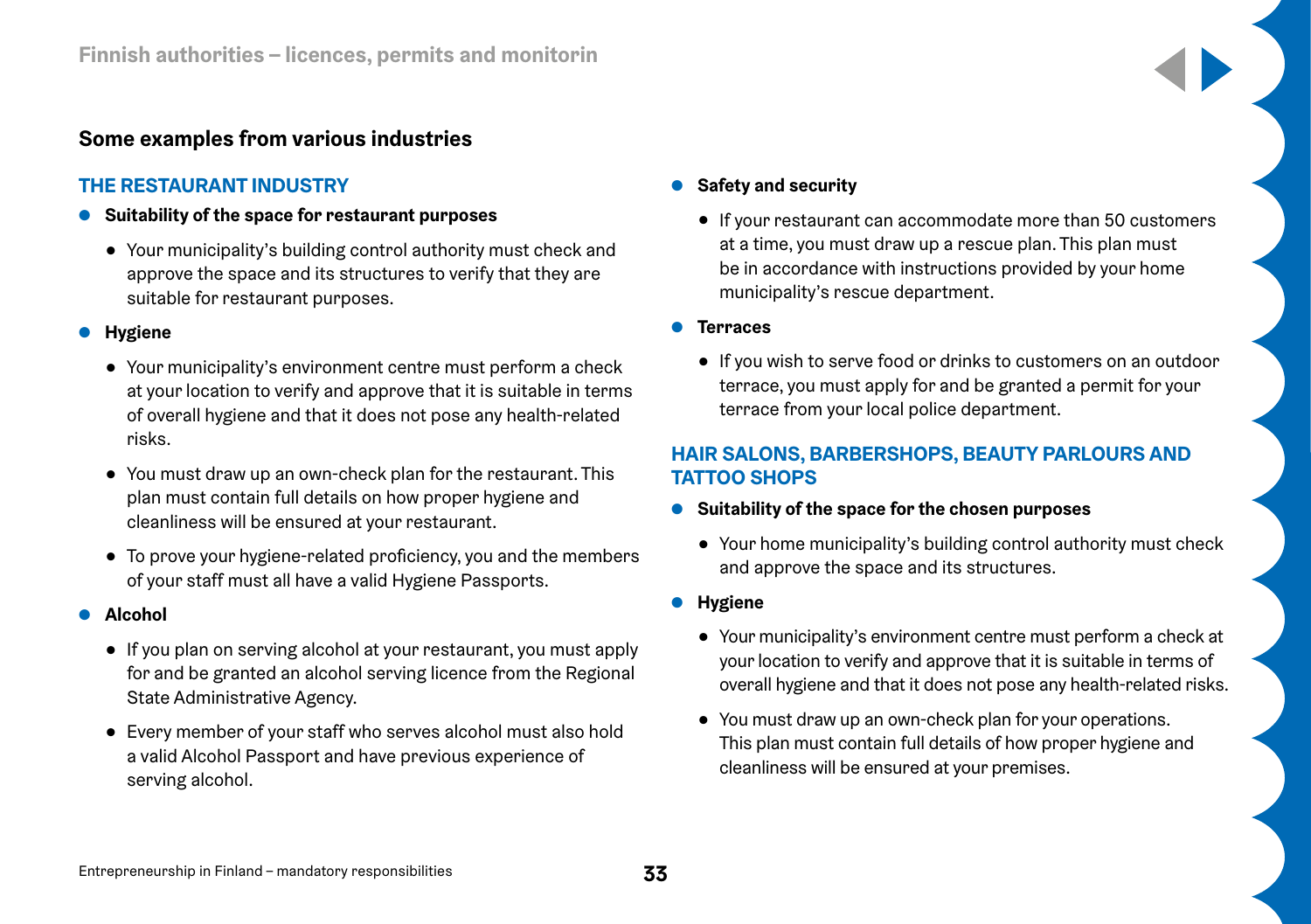## Some examples from various industries

### THE RESTAURANT INDUSTRY

- **Suitability of the space for restaurant purposes**
  - Your municipality's building control authority must check and approve the space and its structures to verify that they are suitable for restaurant purposes.
- **Hygiene**
  - Your municipality's environment centre must perform a check at your location to verify and approve that it is suitable in terms of overall hygiene and that it does not pose any health-related risks.
  - You must draw up an own-check plan for the restaurant. This plan must contain full details on how proper hygiene and cleanliness will be ensured at your restaurant.
  - To prove your hygiene-related proficiency, you and the members of your staff must all have a valid Hygiene Passports.
- **Alcohol**
  - If you plan on serving alcohol at your restaurant, you must apply for and be granted an alcohol serving licence from the Regional State Administrative Agency.
  - Every member of your staff who serves alcohol must also hold a valid Alcohol Passport and have previous experience of serving alcohol.
- **Safety and security**
  - If your restaurant can accommodate more than 50 customers at a time, you must draw up a rescue plan. This plan must be in accordance with instructions provided by your home municipality's rescue department.
- **Terraces**
  - If you wish to serve food or drinks to customers on an outdoor terrace, you must apply for and be granted a permit for your terrace from your local police department.

### HAIR SALONS, BARBERSHOPS, BEAUTY PARLOURS AND TATTOO SHOPS

- **Suitability of the space for the chosen purposes**
  - Your home municipality's building control authority must check and approve the space and its structures.
- **Hygiene**
  - Your municipality's environment centre must perform a check at your location to verify and approve that it is suitable in terms of overall hygiene and that it does not pose any health-related risks.
  - You must draw up an own-check plan for your operations. This plan must contain full details of how proper hygiene and cleanliness will be ensured at your premises.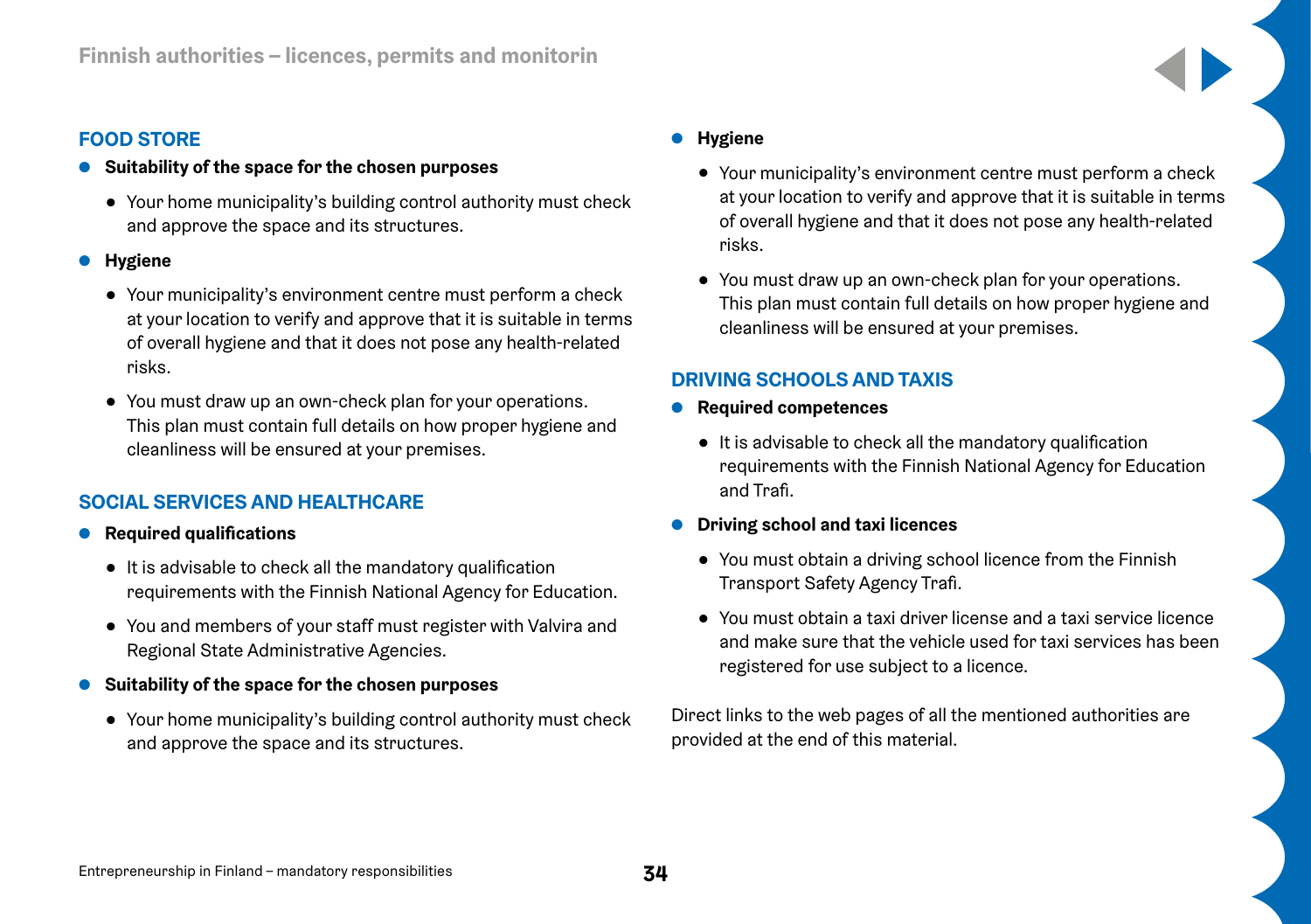## FOOD STORE

- **Suitability of the space for the chosen purposes**
  - Your home municipality's building control authority must check and approve the space and its structures.
- **Hygiene**
  - Your municipality's environment centre must perform a check at your location to verify and approve that it is suitable in terms of overall hygiene and that it does not pose any health-related risks.
  - You must draw up an own-check plan for your operations. This plan must contain full details on how proper hygiene and cleanliness will be ensured at your premises.

## SOCIAL SERVICES AND HEALTHCARE

- **Required qualifications**
  - It is advisable to check all the mandatory qualification requirements with the Finnish National Agency for Education.
  - You and members of your staff must register with Valvira and Regional State Administrative Agencies.
- **Suitability of the space for the chosen purposes**
  - Your home municipality's building control authority must check and approve the space and its structures.
- **Hygiene**
  - Your municipality's environment centre must perform a check at your location to verify and approve that it is suitable in terms of overall hygiene and that it does not pose any health-related risks.
  - You must draw up an own-check plan for your operations. This plan must contain full details on how proper hygiene and cleanliness will be ensured at your premises.

## DRIVING SCHOOLS AND TAXIS

- **Required competences**
  - It is advisable to check all the mandatory qualification requirements with the Finnish National Agency for Education and Trafi.
- **Driving school and taxi licences**
  - You must obtain a driving school licence from the Finnish Transport Safety Agency Trafi.
  - You must obtain a taxi driver license and a taxi service licence and make sure that the vehicle used for taxi services has been registered for use subject to a licence.

Direct links to the web pages of all the mentioned authorities are provided at the end of this material.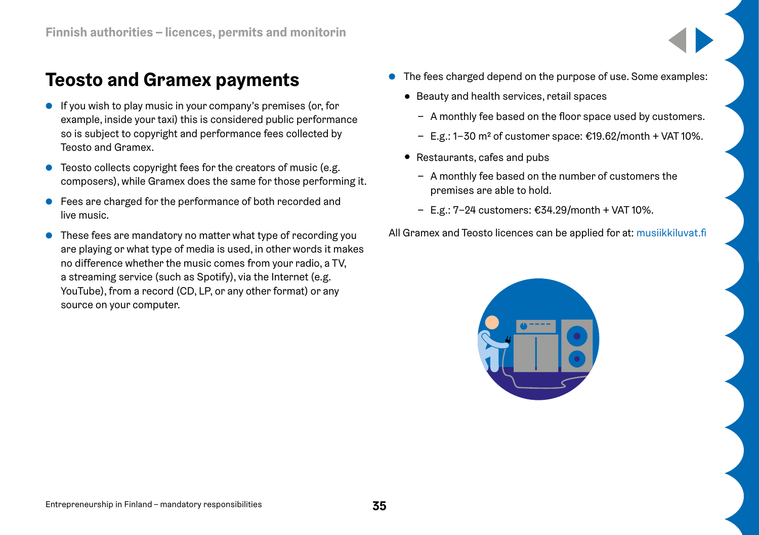# Teosto and Gramex payments

- If you wish to play music in your company's premises (or, for example, inside your taxi) this is considered public performance so is subject to copyright and performance fees collected by Teosto and Gramex.
- Teosto collects copyright fees for the creators of music (e.g. composers), while Gramex does the same for those performing it.
- Fees are charged for the performance of both recorded and live music.
- These fees are mandatory no matter what type of recording you are playing or what type of media is used, in other words it makes no difference whether the music comes from your radio, a TV, a streaming service (such as Spotify), via the Internet (e.g. YouTube), from a record (CD, LP, or any other format) or any source on your computer.
- The fees charged depend on the purpose of use. Some examples:
  - Beauty and health services, retail spaces
    - A monthly fee based on the floor space used by customers.
    - E.g.: 1–30 m² of customer space: €19.62/month + VAT 10%.
  - Restaurants, cafes and pubs
    - A monthly fee based on the number of customers the premises are able to hold.
    - E.g.: 7–24 customers: €34.29/month + VAT 10%.

All Gramex and Teosto licences can be applied for at: musiikkiluvat.fi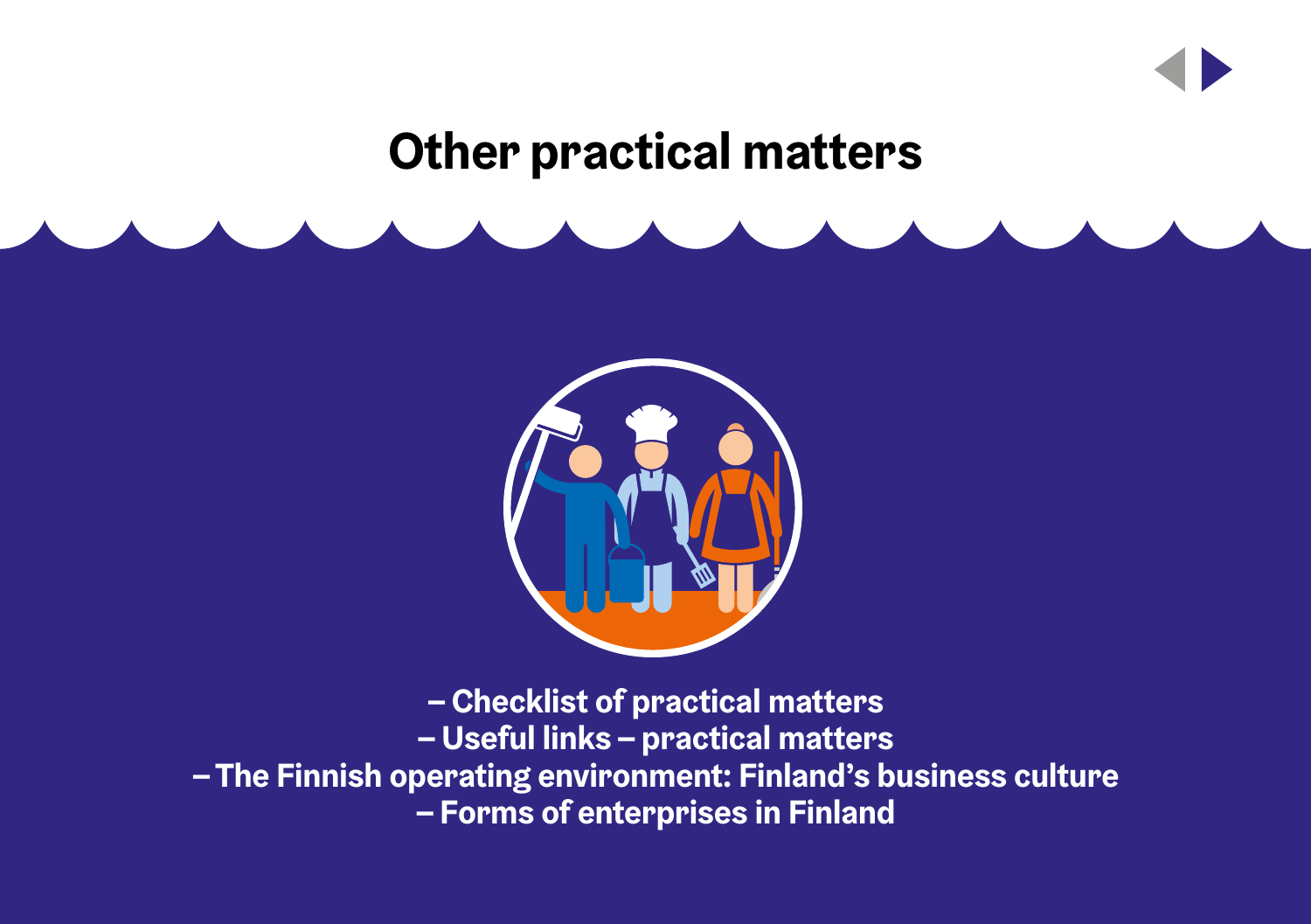# Other practical matters

– Checklist of practical matters
– Useful links – practical matters
– The Finnish operating environment: Finland's business culture
– Forms of enterprises in Finland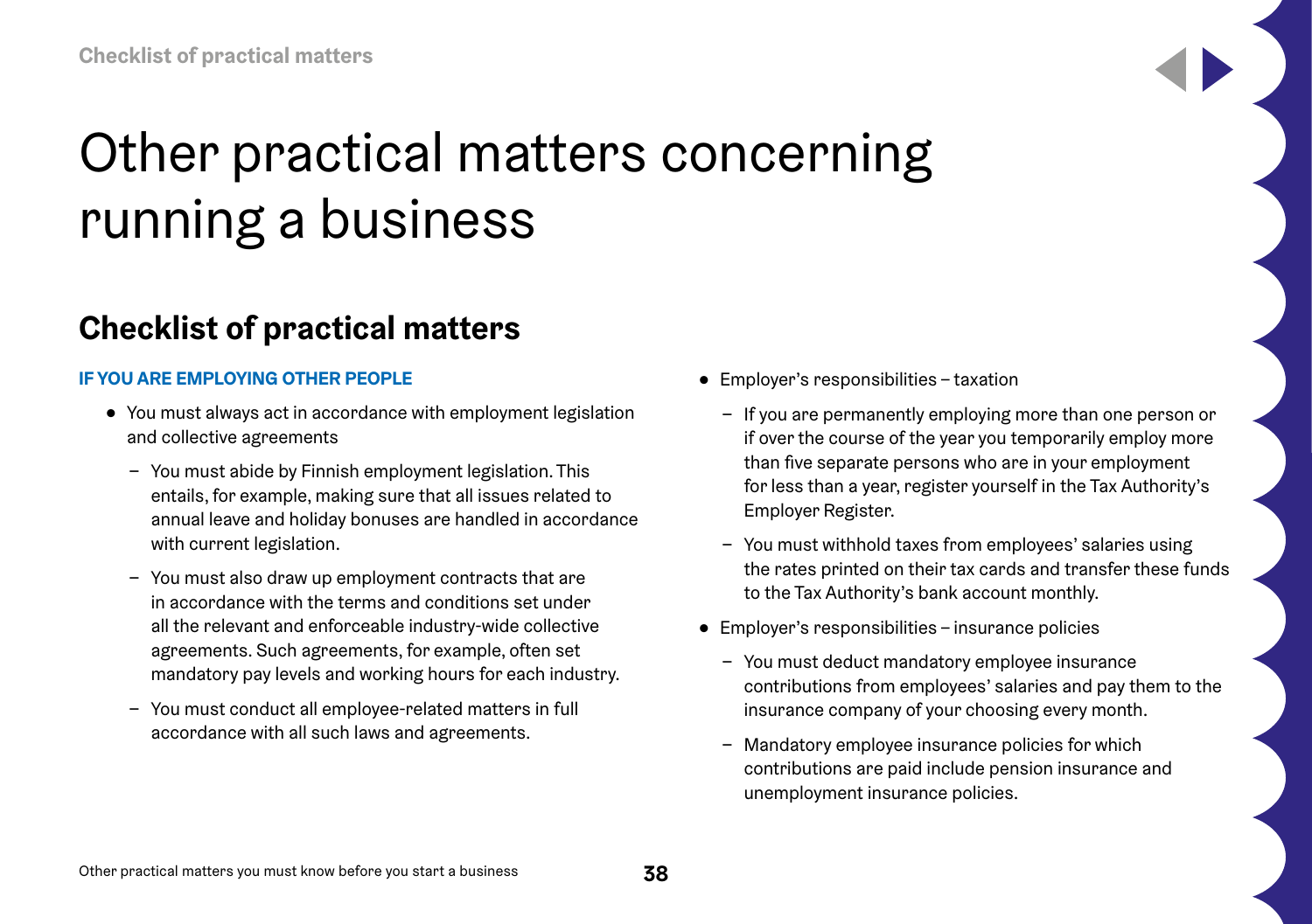# Other practical matters concerning running a business

## Checklist of practical matters

### IF YOU ARE EMPLOYING OTHER PEOPLE

- You must always act in accordance with employment legislation and collective agreements
  - You must abide by Finnish employment legislation. This entails, for example, making sure that all issues related to annual leave and holiday bonuses are handled in accordance with current legislation.
  - You must also draw up employment contracts that are in accordance with the terms and conditions set under all the relevant and enforceable industry-wide collective agreements. Such agreements, for example, often set mandatory pay levels and working hours for each industry.
  - You must conduct all employee-related matters in full accordance with all such laws and agreements.
- Employer's responsibilities – taxation
  - If you are permanently employing more than one person or if over the course of the year you temporarily employ more than five separate persons who are in your employment for less than a year, register yourself in the Tax Authority's Employer Register.
  - You must withhold taxes from employees' salaries using the rates printed on their tax cards and transfer these funds to the Tax Authority's bank account monthly.
- Employer's responsibilities – insurance policies
  - You must deduct mandatory employee insurance contributions from employees' salaries and pay them to the insurance company of your choosing every month.
  - Mandatory employee insurance policies for which contributions are paid include pension insurance and unemployment insurance policies.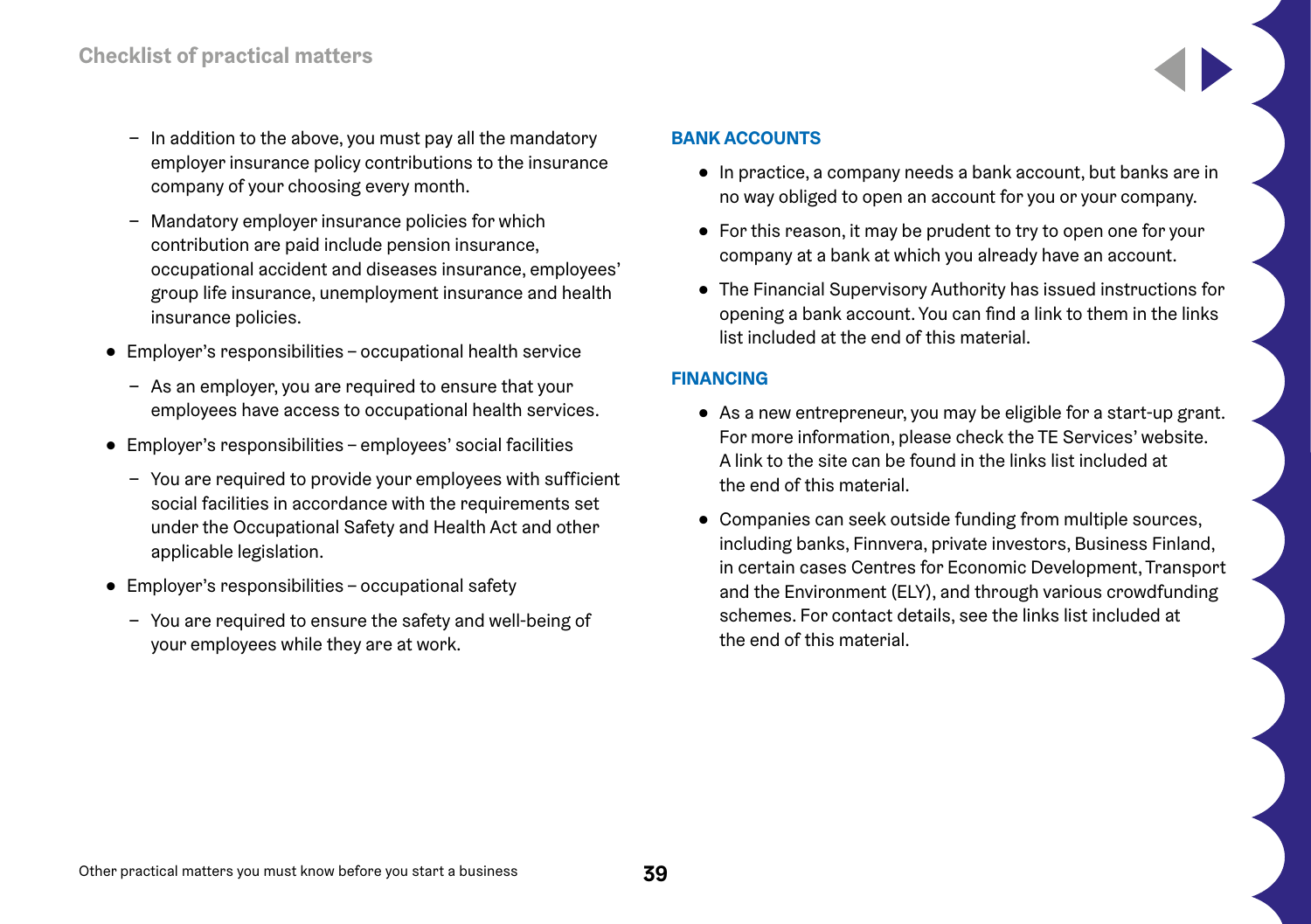- In addition to the above, you must pay all the mandatory employer insurance policy contributions to the insurance company of your choosing every month.
  - Mandatory employer insurance policies for which contribution are paid include pension insurance, occupational accident and diseases insurance, employees' group life insurance, unemployment insurance and health insurance policies.
- Employer's responsibilities – occupational health service
  - As an employer, you are required to ensure that your employees have access to occupational health services.
- Employer's responsibilities – employees' social facilities
  - You are required to provide your employees with sufficient social facilities in accordance with the requirements set under the Occupational Safety and Health Act and other applicable legislation.
- Employer's responsibilities – occupational safety
  - You are required to ensure the safety and well-being of your employees while they are at work.

## BANK ACCOUNTS

- In practice, a company needs a bank account, but banks are in no way obliged to open an account for you or your company.
- For this reason, it may be prudent to try to open one for your company at a bank at which you already have an account.
- The Financial Supervisory Authority has issued instructions for opening a bank account. You can find a link to them in the links list included at the end of this material.

## FINANCING

- As a new entrepreneur, you may be eligible for a start-up grant. For more information, please check the TE Services' website. A link to the site can be found in the links list included at the end of this material.
- Companies can seek outside funding from multiple sources, including banks, Finnvera, private investors, Business Finland, in certain cases Centres for Economic Development, Transport and the Environment (ELY), and through various crowdfunding schemes. For contact details, see the links list included at the end of this material.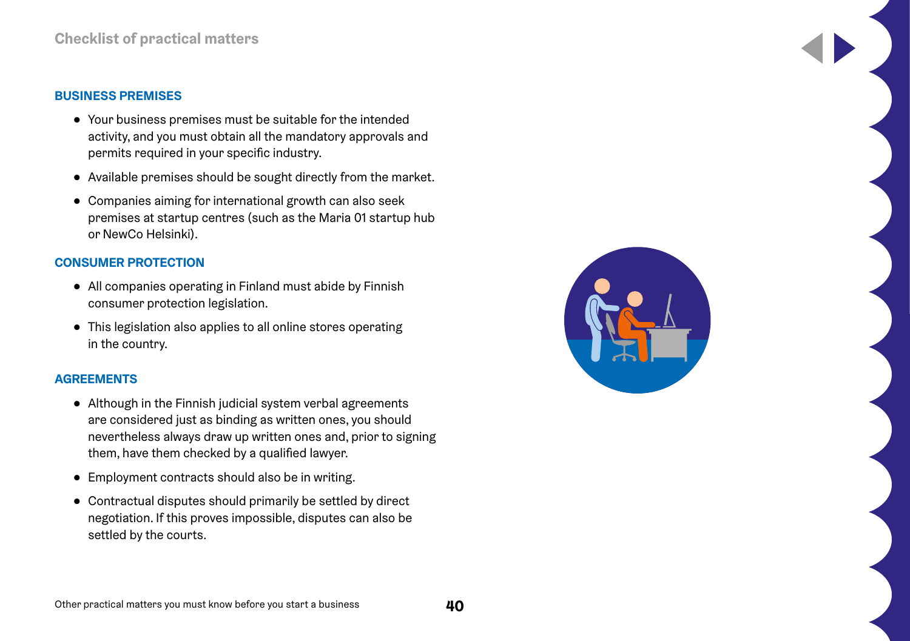## Checklist of practical matters

### BUSINESS PREMISES

- Your business premises must be suitable for the intended activity, and you must obtain all the mandatory approvals and permits required in your specific industry.
- Available premises should be sought directly from the market.
- Companies aiming for international growth can also seek premises at startup centres (such as the Maria 01 startup hub or NewCo Helsinki).

### CONSUMER PROTECTION

- All companies operating in Finland must abide by Finnish consumer protection legislation.
- This legislation also applies to all online stores operating in the country.

### AGREEMENTS

- Although in the Finnish judicial system verbal agreements are considered just as binding as written ones, you should nevertheless always draw up written ones and, prior to signing them, have them checked by a qualified lawyer.
- Employment contracts should also be in writing.
- Contractual disputes should primarily be settled by direct negotiation. If this proves impossible, disputes can also be settled by the courts.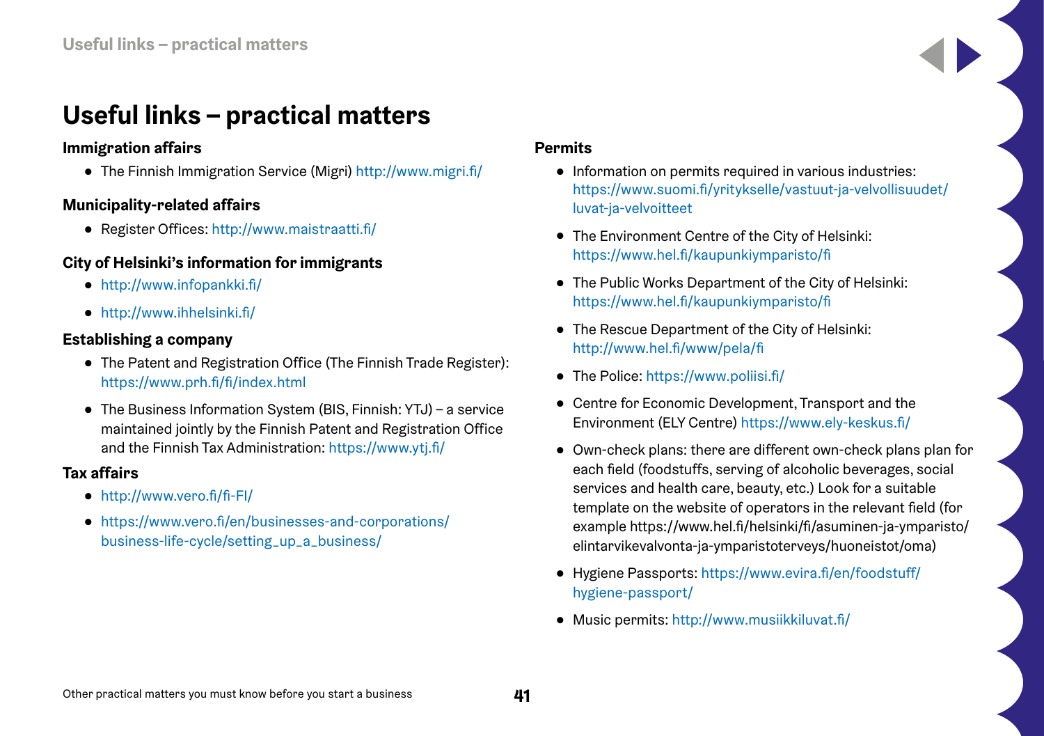# Useful links – practical matters

**Immigration affairs**

- The Finnish Immigration Service (Migri) http://www.migri.fi/

**Municipality-related affairs**

- Register Offices: http://www.maistraatti.fi/

**City of Helsinki's information for immigrants**

- http://www.infopankki.fi/
- http://www.ihhelsinki.fi/

**Establishing a company**

- The Patent and Registration Office (The Finnish Trade Register): https://www.prh.fi/fi/index.html
- The Business Information System (BIS, Finnish: YTJ) – a service maintained jointly by the Finnish Patent and Registration Office and the Finnish Tax Administration: https://www.ytj.fi/

**Tax affairs**

- http://www.vero.fi/fi-FI/
- https://www.vero.fi/en/businesses-and-corporations/business-life-cycle/setting_up_a_business/

**Permits**

- Information on permits required in various industries: https://www.suomi.fi/yritykselle/vastuut-ja-velvollisuudet/luvat-ja-velvoitteet
- The Environment Centre of the City of Helsinki: https://www.hel.fi/kaupunkiymparisto/fi
- The Public Works Department of the City of Helsinki: https://www.hel.fi/kaupunkiymparisto/fi
- The Rescue Department of the City of Helsinki: http://www.hel.fi/www/pela/fi
- The Police: https://www.poliisi.fi/
- Centre for Economic Development, Transport and the Environment (ELY Centre) https://www.ely-keskus.fi/
- Own-check plans: there are different own-check plans plan for each field (foodstuffs, serving of alcoholic beverages, social services and health care, beauty, etc.) Look for a suitable template on the website of operators in the relevant field (for example https://www.hel.fi/helsinki/fi/asuminen-ja-ymparisto/elintarvikevalvonta-ja-ymparistoterveys/huoneistot/oma)
- Hygiene Passports: https://www.evira.fi/en/foodstuff/hygiene-passport/
- Music permits: http://www.musiikkiluvat.fi/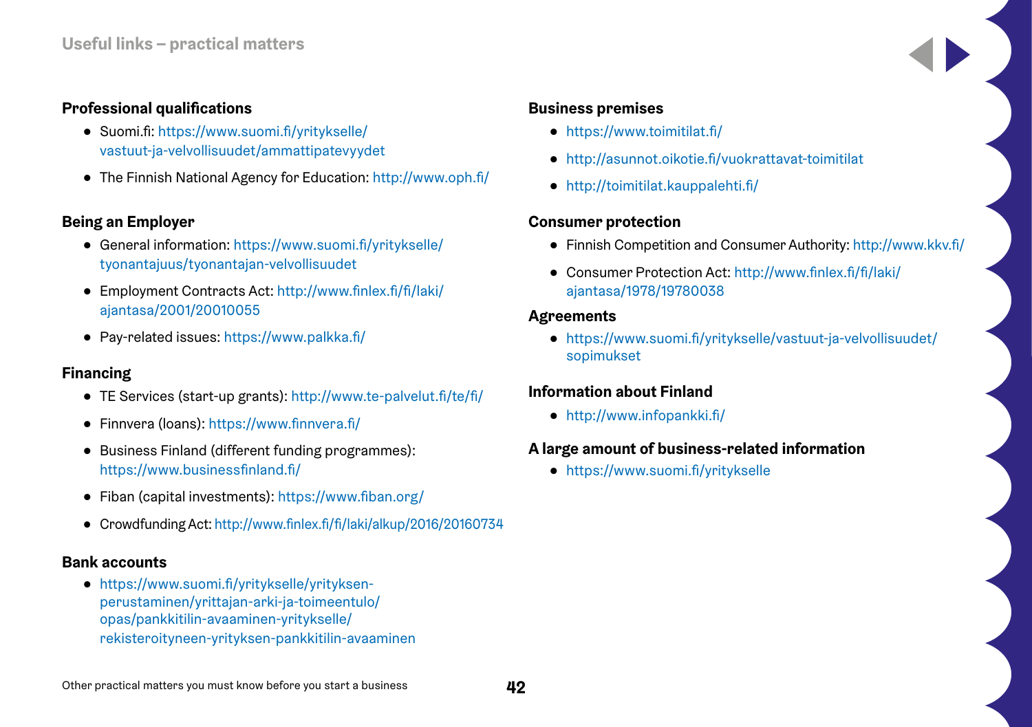# Useful links – practical matters

### Professional qualifications

- Suomi.fi: https://www.suomi.fi/yritykselle/vastuut-ja-velvollisuudet/ammattipatevyydet
- The Finnish National Agency for Education: http://www.oph.fi/

### Being an Employer

- General information: https://www.suomi.fi/yritykselle/tyonantajuus/tyonantajan-velvollisuudet
- Employment Contracts Act: http://www.finlex.fi/fi/laki/ajantasa/2001/20010055
- Pay-related issues: https://www.palkka.fi/

### Financing

- TE Services (start-up grants): http://www.te-palvelut.fi/te/fi/
- Finnvera (loans): https://www.finnvera.fi/
- Business Finland (different funding programmes): https://www.businessfinland.fi/
- Fiban (capital investments): https://www.fiban.org/
- Crowdfunding Act: http://www.finlex.fi/fi/laki/alkup/2016/20160734

### Bank accounts

- https://www.suomi.fi/yritykselle/yrityksen-perustaminen/yrittajan-arki-ja-toimeentulo/opas/pankkitilin-avaaminen-yritykselle/rekisteroityneen-yrityksen-pankkitilin-avaaminen

### Business premises

- https://www.toimitilat.fi/
- http://asunnot.oikotie.fi/vuokrattavat-toimitilat
- http://toimitilat.kauppalehti.fi/

### Consumer protection

- Finnish Competition and Consumer Authority: http://www.kkv.fi/
- Consumer Protection Act: http://www.finlex.fi/fi/laki/ajantasa/1978/19780038

### Agreements

- https://www.suomi.fi/yritykselle/vastuut-ja-velvollisuudet/sopimukset

### Information about Finland

- http://www.infopankki.fi/

### A large amount of business-related information

- https://www.suomi.fi/yritykselle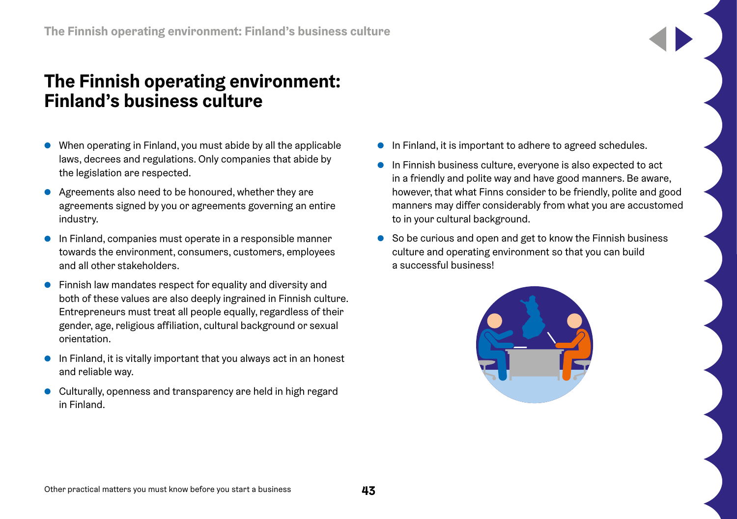# The Finnish operating environment: Finland's business culture

- When operating in Finland, you must abide by all the applicable laws, decrees and regulations. Only companies that abide by the legislation are respected.
- Agreements also need to be honoured, whether they are agreements signed by you or agreements governing an entire industry.
- In Finland, companies must operate in a responsible manner towards the environment, consumers, customers, employees and all other stakeholders.
- Finnish law mandates respect for equality and diversity and both of these values are also deeply ingrained in Finnish culture. Entrepreneurs must treat all people equally, regardless of their gender, age, religious affiliation, cultural background or sexual orientation.
- In Finland, it is vitally important that you always act in an honest and reliable way.
- Culturally, openness and transparency are held in high regard in Finland.
- In Finland, it is important to adhere to agreed schedules.
- In Finnish business culture, everyone is also expected to act in a friendly and polite way and have good manners. Be aware, however, that what Finns consider to be friendly, polite and good manners may differ considerably from what you are accustomed to in your cultural background.
- So be curious and open and get to know the Finnish business culture and operating environment so that you can build a successful business!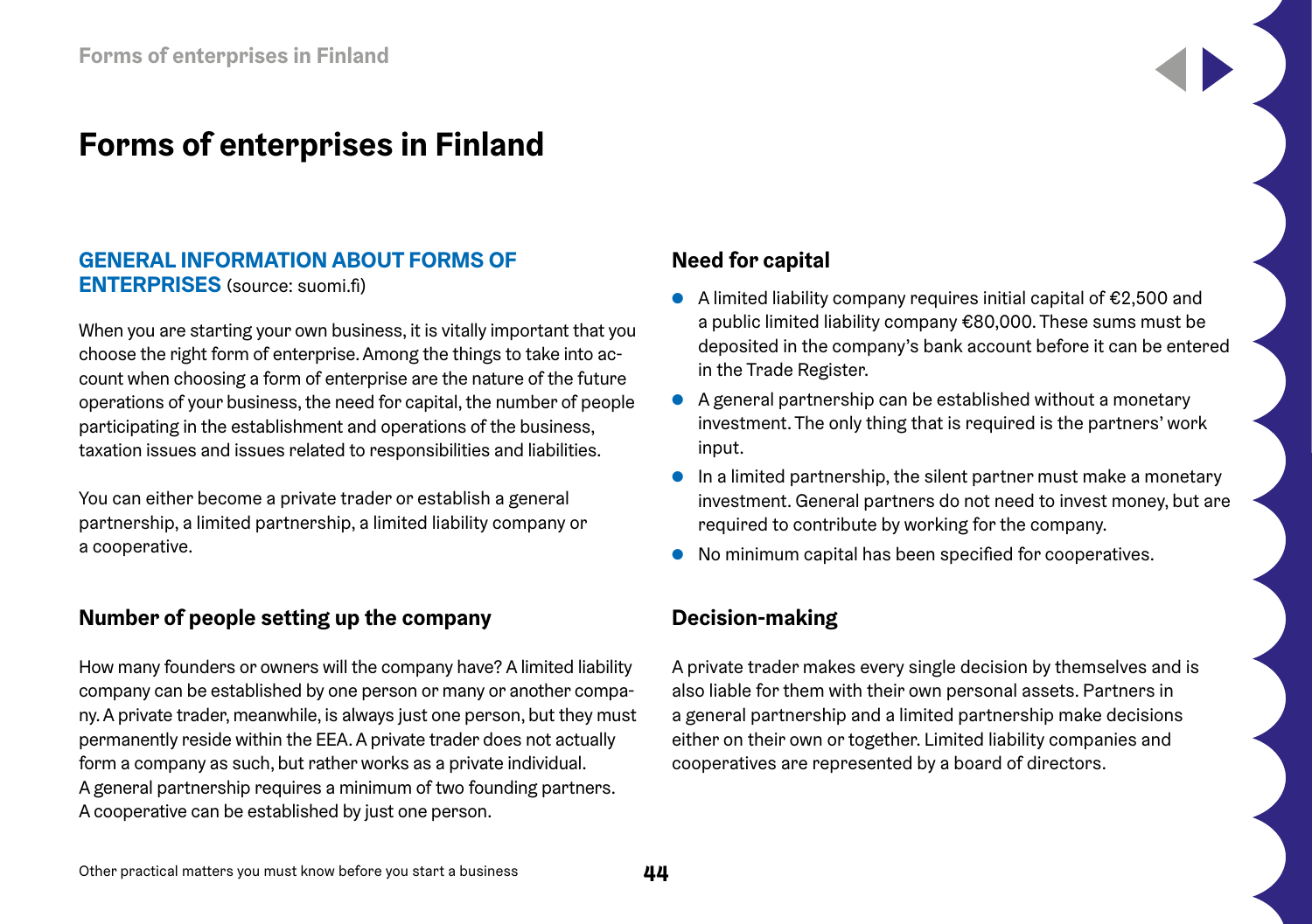# Forms of enterprises in Finland

## GENERAL INFORMATION ABOUT FORMS OF ENTERPRISES (source: suomi.fi)

When you are starting your own business, it is vitally important that you choose the right form of enterprise. Among the things to take into account when choosing a form of enterprise are the nature of the future operations of your business, the need for capital, the number of people participating in the establishment and operations of the business, taxation issues and issues related to responsibilities and liabilities.

You can either become a private trader or establish a general partnership, a limited partnership, a limited liability company or a cooperative.

### Number of people setting up the company

How many founders or owners will the company have? A limited liability company can be established by one person or many or another company. A private trader, meanwhile, is always just one person, but they must permanently reside within the EEA. A private trader does not actually form a company as such, but rather works as a private individual. A general partnership requires a minimum of two founding partners. A cooperative can be established by just one person.

### Need for capital

- A limited liability company requires initial capital of €2,500 and a public limited liability company €80,000. These sums must be deposited in the company's bank account before it can be entered in the Trade Register.
- A general partnership can be established without a monetary investment. The only thing that is required is the partners' work input.
- In a limited partnership, the silent partner must make a monetary investment. General partners do not need to invest money, but are required to contribute by working for the company.
- No minimum capital has been specified for cooperatives.

### Decision-making

A private trader makes every single decision by themselves and is also liable for them with their own personal assets. Partners in a general partnership and a limited partnership make decisions either on their own or together. Limited liability companies and cooperatives are represented by a board of directors.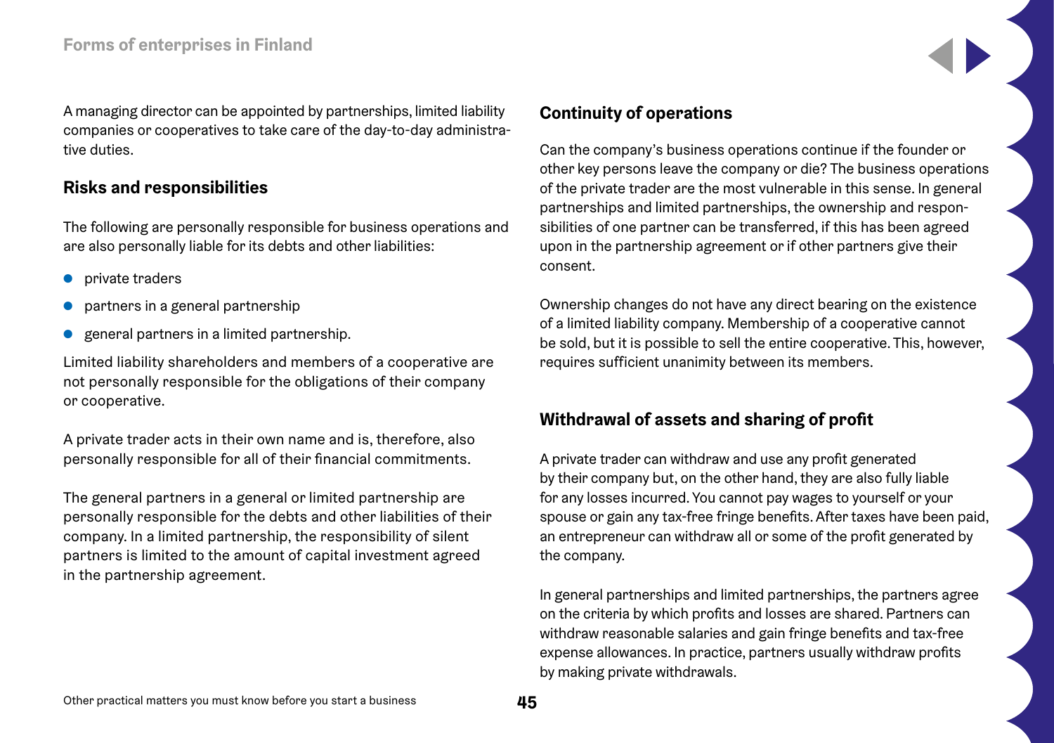A managing director can be appointed by partnerships, limited liability companies or cooperatives to take care of the day-to-day administrative duties.

## Risks and responsibilities

The following are personally responsible for business operations and are also personally liable for its debts and other liabilities:

- private traders
- partners in a general partnership
- general partners in a limited partnership.

Limited liability shareholders and members of a cooperative are not personally responsible for the obligations of their company or cooperative.

A private trader acts in their own name and is, therefore, also personally responsible for all of their financial commitments.

The general partners in a general or limited partnership are personally responsible for the debts and other liabilities of their company. In a limited partnership, the responsibility of silent partners is limited to the amount of capital investment agreed in the partnership agreement.

## Continuity of operations

Can the company's business operations continue if the founder or other key persons leave the company or die? The business operations of the private trader are the most vulnerable in this sense. In general partnerships and limited partnerships, the ownership and responsibilities of one partner can be transferred, if this has been agreed upon in the partnership agreement or if other partners give their consent.

Ownership changes do not have any direct bearing on the existence of a limited liability company. Membership of a cooperative cannot be sold, but it is possible to sell the entire cooperative. This, however, requires sufficient unanimity between its members.

## Withdrawal of assets and sharing of profit

A private trader can withdraw and use any profit generated by their company but, on the other hand, they are also fully liable for any losses incurred. You cannot pay wages to yourself or your spouse or gain any tax-free fringe benefits. After taxes have been paid, an entrepreneur can withdraw all or some of the profit generated by the company.

In general partnerships and limited partnerships, the partners agree on the criteria by which profits and losses are shared. Partners can withdraw reasonable salaries and gain fringe benefits and tax-free expense allowances. In practice, partners usually withdraw profits by making private withdrawals.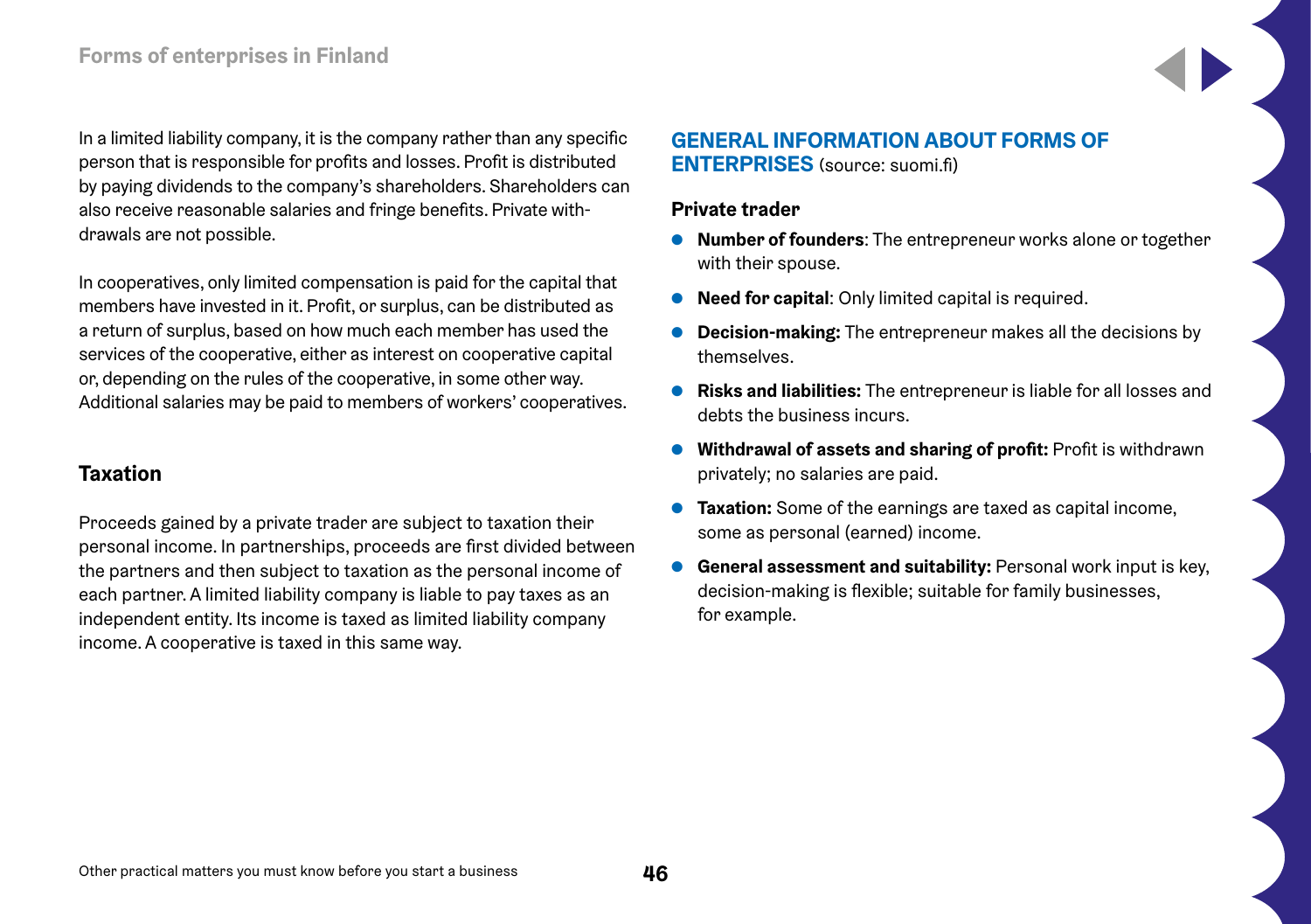In a limited liability company, it is the company rather than any specific person that is responsible for profits and losses. Profit is distributed by paying dividends to the company's shareholders. Shareholders can also receive reasonable salaries and fringe benefits. Private withdrawals are not possible.

In cooperatives, only limited compensation is paid for the capital that members have invested in it. Profit, or surplus, can be distributed as a return of surplus, based on how much each member has used the services of the cooperative, either as interest on cooperative capital or, depending on the rules of the cooperative, in some other way. Additional salaries may be paid to members of workers' cooperatives.

### Taxation

Proceeds gained by a private trader are subject to taxation their personal income. In partnerships, proceeds are first divided between the partners and then subject to taxation as the personal income of each partner. A limited liability company is liable to pay taxes as an independent entity. Its income is taxed as limited liability company income. A cooperative is taxed in this same way.

## GENERAL INFORMATION ABOUT FORMS OF ENTERPRISES (source: suomi.fi)

### Private trader

- **Number of founders**: The entrepreneur works alone or together with their spouse.
- **Need for capital**: Only limited capital is required.
- **Decision-making:** The entrepreneur makes all the decisions by themselves.
- **Risks and liabilities:** The entrepreneur is liable for all losses and debts the business incurs.
- **Withdrawal of assets and sharing of profit:** Profit is withdrawn privately; no salaries are paid.
- **Taxation:** Some of the earnings are taxed as capital income, some as personal (earned) income.
- **General assessment and suitability:** Personal work input is key, decision-making is flexible; suitable for family businesses, for example.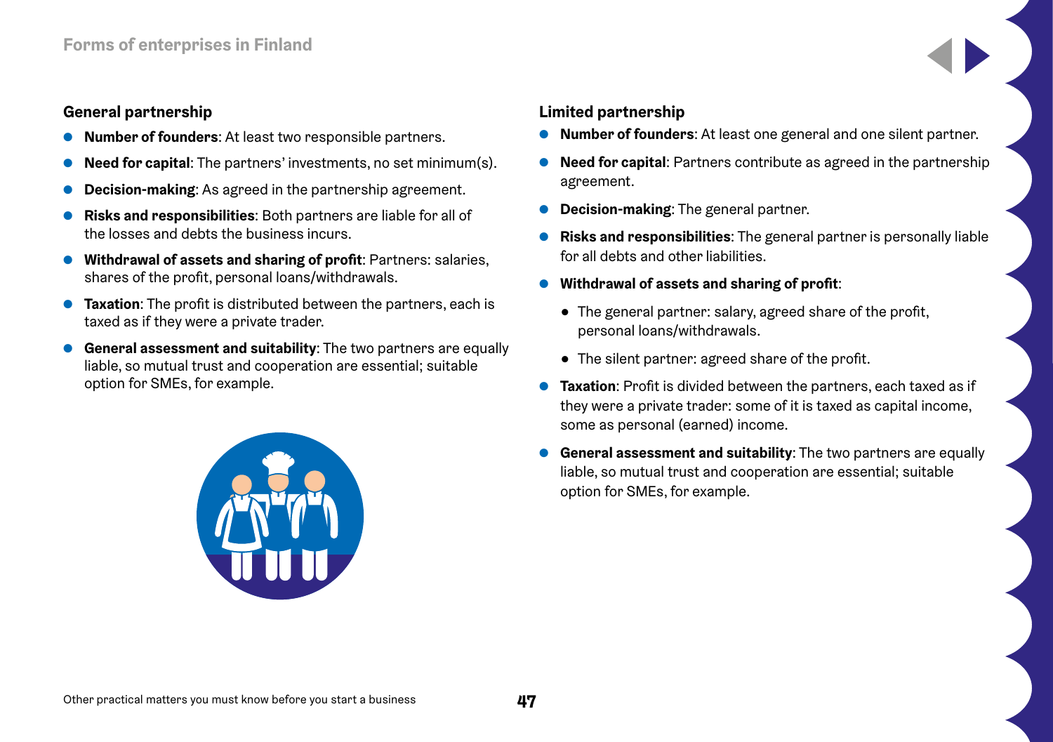## General partnership

- **Number of founders**: At least two responsible partners.
- **Need for capital**: The partners' investments, no set minimum(s).
- **Decision-making**: As agreed in the partnership agreement.
- **Risks and responsibilities**: Both partners are liable for all of the losses and debts the business incurs.
- **Withdrawal of assets and sharing of profit**: Partners: salaries, shares of the profit, personal loans/withdrawals.
- **Taxation**: The profit is distributed between the partners, each is taxed as if they were a private trader.
- **General assessment and suitability**: The two partners are equally liable, so mutual trust and cooperation are essential; suitable option for SMEs, for example.

## Limited partnership

- **Number of founders**: At least one general and one silent partner.
- **Need for capital**: Partners contribute as agreed in the partnership agreement.
- **Decision-making**: The general partner.
- **Risks and responsibilities**: The general partner is personally liable for all debts and other liabilities.
- **Withdrawal of assets and sharing of profit**:
  - The general partner: salary, agreed share of the profit, personal loans/withdrawals.
  - The silent partner: agreed share of the profit.
- **Taxation**: Profit is divided between the partners, each taxed as if they were a private trader: some of it is taxed as capital income, some as personal (earned) income.
- **General assessment and suitability**: The two partners are equally liable, so mutual trust and cooperation are essential; suitable option for SMEs, for example.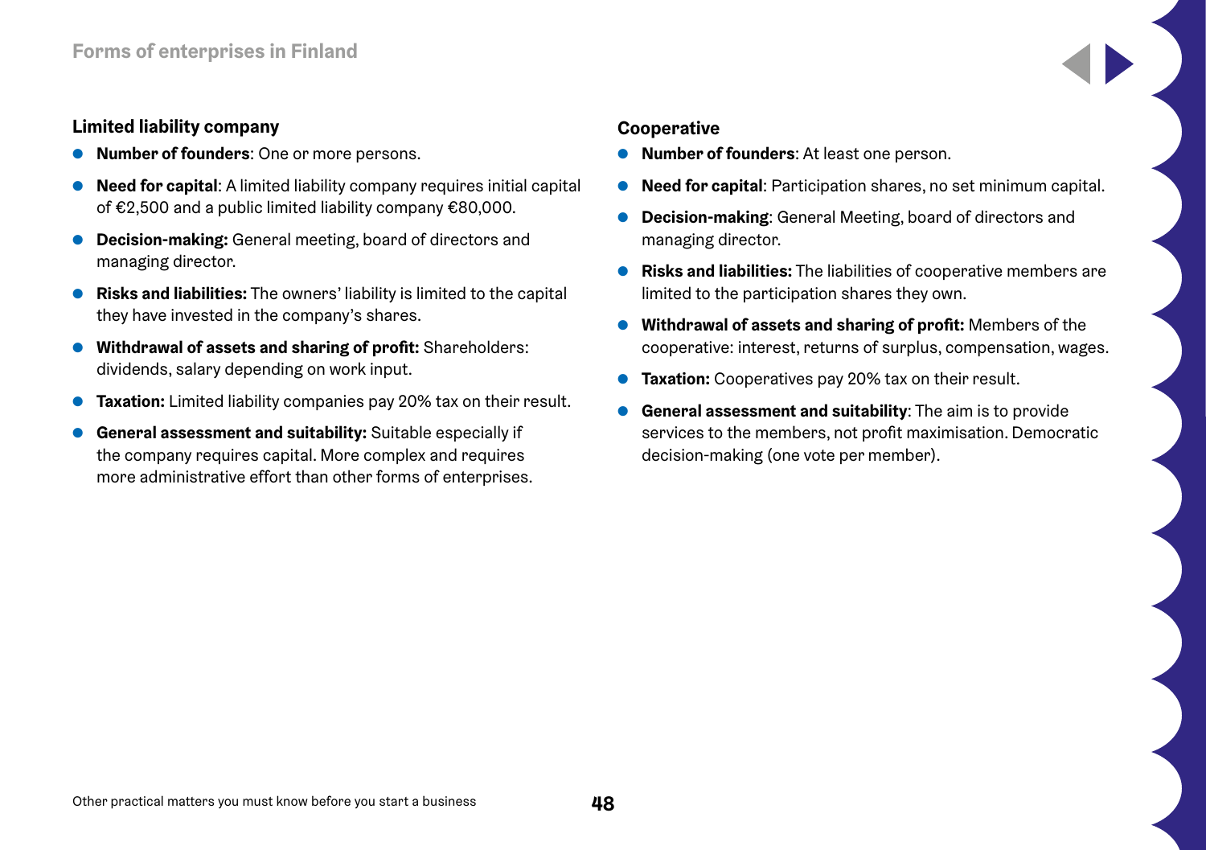### Limited liability company

- **Number of founders**: One or more persons.
- **Need for capital**: A limited liability company requires initial capital of €2,500 and a public limited liability company €80,000.
- **Decision-making:** General meeting, board of directors and managing director.
- **Risks and liabilities:** The owners' liability is limited to the capital they have invested in the company's shares.
- **Withdrawal of assets and sharing of profit:** Shareholders: dividends, salary depending on work input.
- **Taxation:** Limited liability companies pay 20% tax on their result.
- **General assessment and suitability:** Suitable especially if the company requires capital. More complex and requires more administrative effort than other forms of enterprises.

### Cooperative

- **Number of founders**: At least one person.
- **Need for capital**: Participation shares, no set minimum capital.
- **Decision-making**: General Meeting, board of directors and managing director.
- **Risks and liabilities:** The liabilities of cooperative members are limited to the participation shares they own.
- **Withdrawal of assets and sharing of profit:** Members of the cooperative: interest, returns of surplus, compensation, wages.
- **Taxation:** Cooperatives pay 20% tax on their result.
- **General assessment and suitability**: The aim is to provide services to the members, not profit maximisation. Democratic decision-making (one vote per member).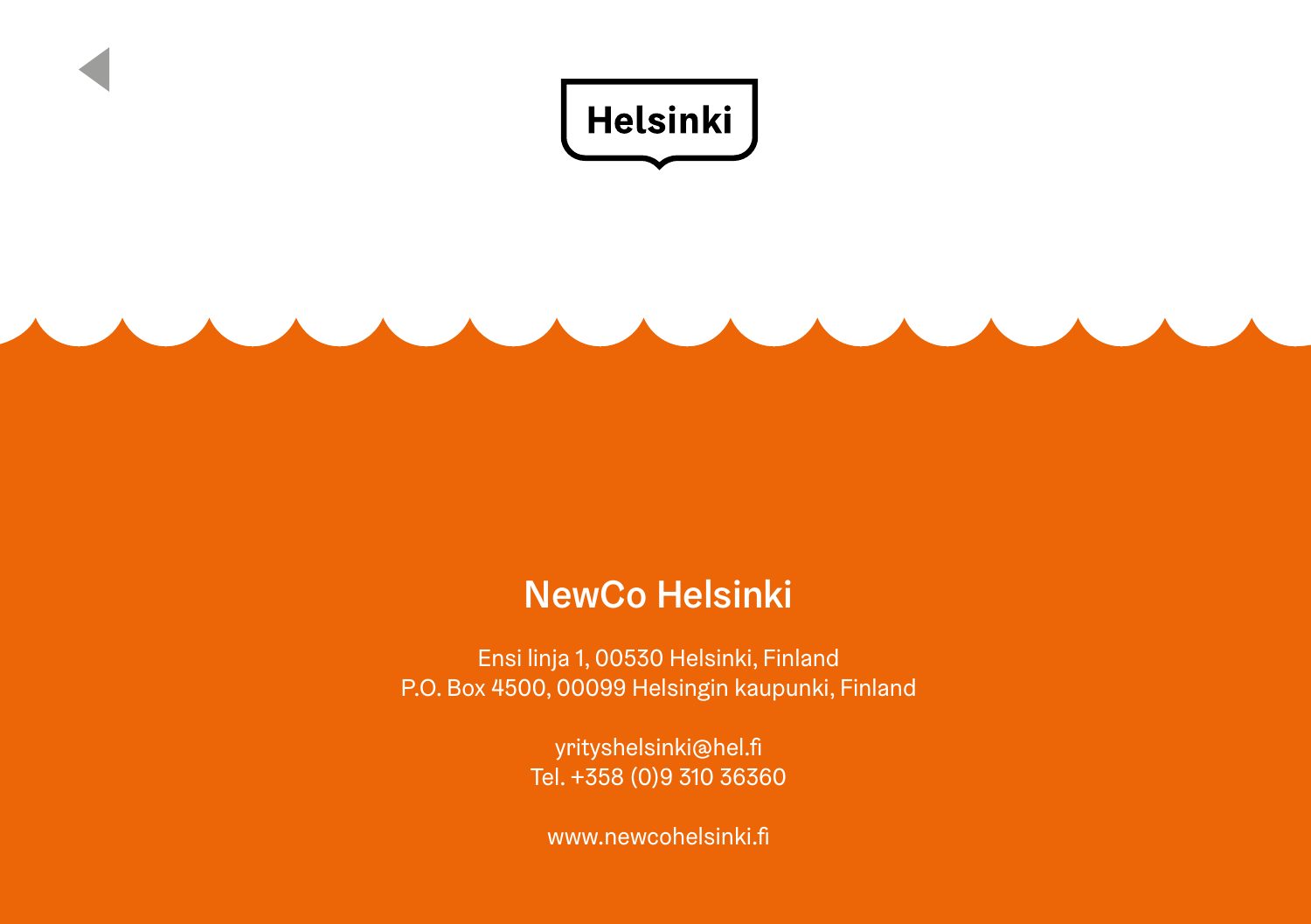Helsinki

## NewCo Helsinki

Ensi linja 1, 00530 Helsinki, Finland
P.O. Box 4500, 00099 Helsingin kaupunki, Finland

yrityshelsinki@hel.fi
Tel. +358 (0)9 310 36360

www.newcohelsinki.fi